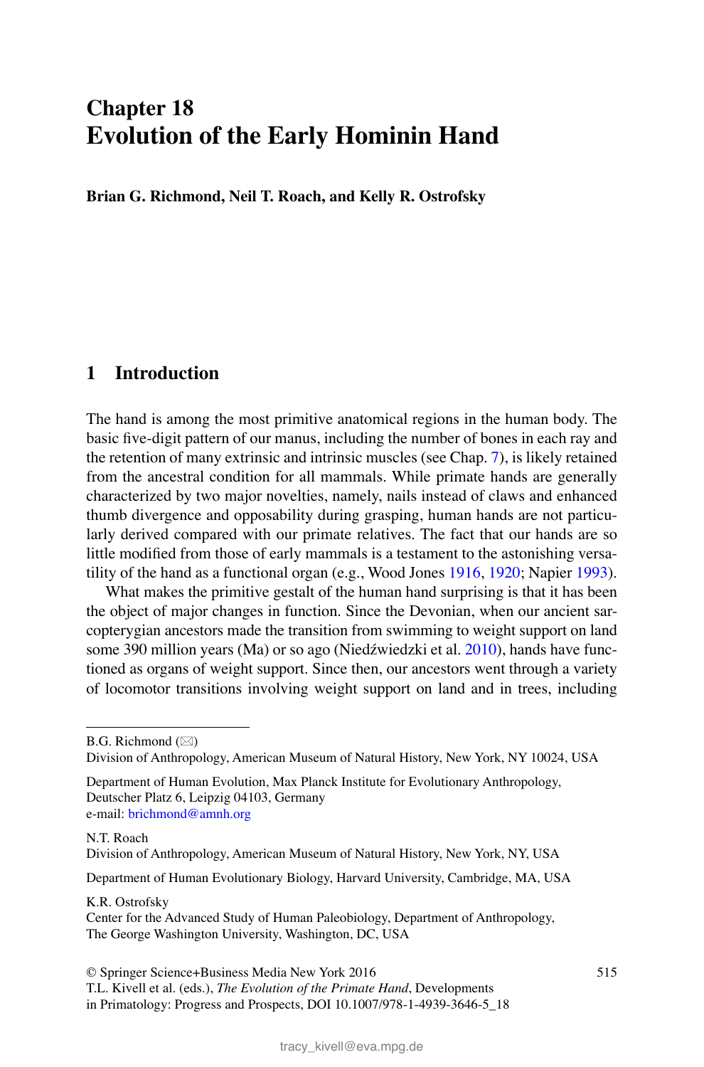# Chapter 18
# Evolution of the Early Hominin Hand

**Brian G. Richmond, Neil T. Roach, and Kelly R. Ostrofsky**

## 1 Introduction

The hand is among the most primitive anatomical regions in the human body. The basic five-digit pattern of our manus, including the number of bones in each ray and the retention of many extrinsic and intrinsic muscles (see Chap. 7), is likely retained from the ancestral condition for all mammals. While primate hands are generally characterized by two major novelties, namely, nails instead of claws and enhanced thumb divergence and opposability during grasping, human hands are not particularly derived compared with our primate relatives. The fact that our hands are so little modified from those of early mammals is a testament to the astonishing versatility of the hand as a functional organ (e.g., Wood Jones 1916, 1920; Napier 1993).

What makes the primitive gestalt of the human hand surprising is that it has been the object of major changes in function. Since the Devonian, when our ancient sarcopterygian ancestors made the transition from swimming to weight support on land some 390 million years (Ma) or so ago (Niedźwiedzki et al. 2010), hands have functioned as organs of weight support. Since then, our ancestors went through a variety of locomotor transitions involving weight support on land and in trees, including

---

B.G. Richmond (✉)
Division of Anthropology, American Museum of Natural History, New York, NY 10024, USA

Department of Human Evolution, Max Planck Institute for Evolutionary Anthropology, Deutscher Platz 6, Leipzig 04103, Germany
e-mail: brichmond@amnh.org

N.T. Roach
Division of Anthropology, American Museum of Natural History, New York, NY, USA

Department of Human Evolutionary Biology, Harvard University, Cambridge, MA, USA

K.R. Ostrofsky
Center for the Advanced Study of Human Paleobiology, Department of Anthropology, The George Washington University, Washington, DC, USA

© Springer Science+Business Media New York 2016
T.L. Kivell et al. (eds.), *The Evolution of the Primate Hand*, Developments in Primatology: Progress and Prospects, DOI 10.1007/978-1-4939-3646-5_18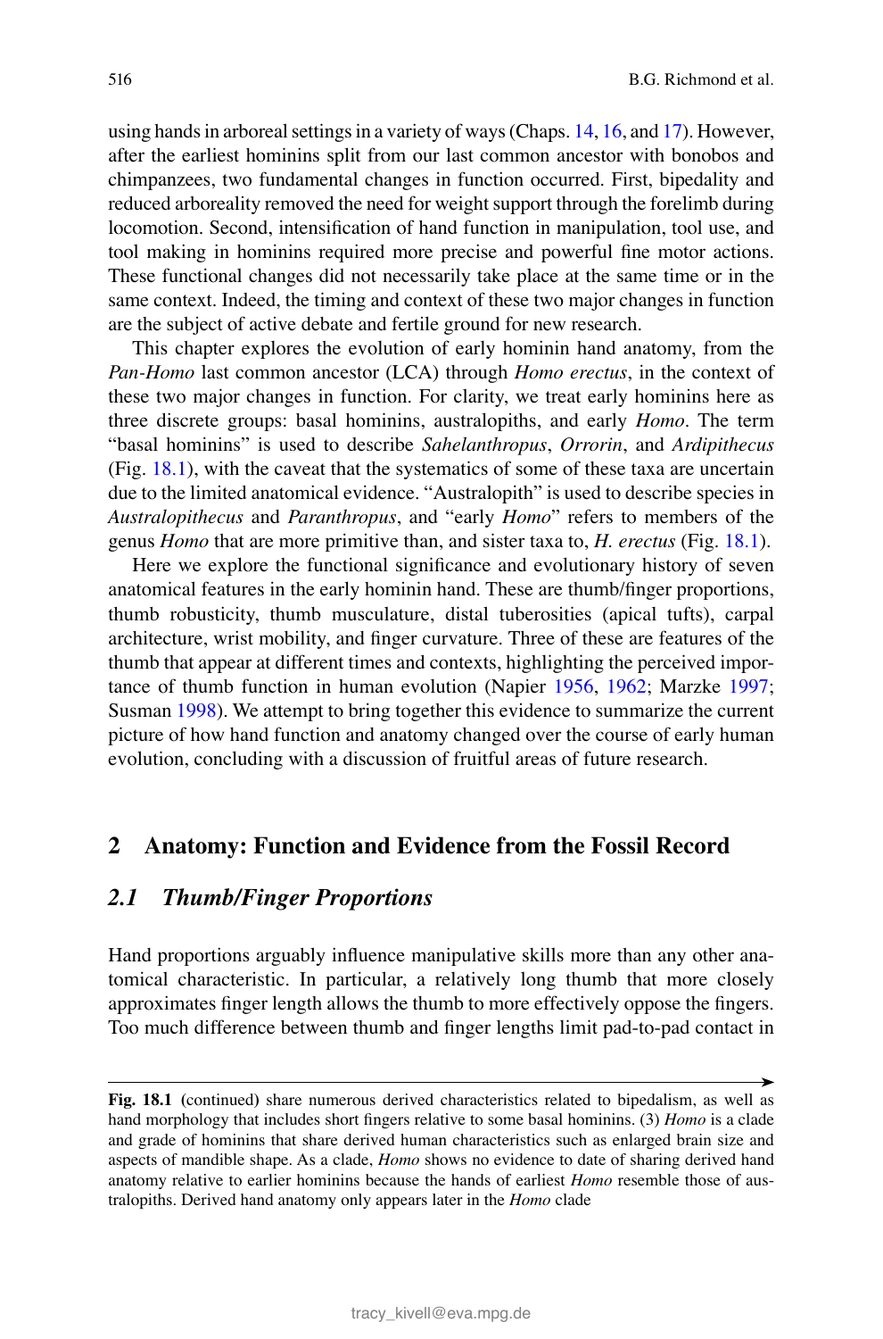using hands in arboreal settings in a variety of ways (Chaps. 14, 16, and 17). However, after the earliest hominins split from our last common ancestor with bonobos and chimpanzees, two fundamental changes in function occurred. First, bipedality and reduced arboreality removed the need for weight support through the forelimb during locomotion. Second, intensification of hand function in manipulation, tool use, and tool making in hominins required more precise and powerful fine motor actions. These functional changes did not necessarily take place at the same time or in the same context. Indeed, the timing and context of these two major changes in function are the subject of active debate and fertile ground for new research.

This chapter explores the evolution of early hominin hand anatomy, from the *Pan-Homo* last common ancestor (LCA) through *Homo erectus*, in the context of these two major changes in function. For clarity, we treat early hominins here as three discrete groups: basal hominins, australopiths, and early *Homo*. The term "basal hominins" is used to describe *Sahelanthropus*, *Orrorin*, and *Ardipithecus* (Fig. 18.1), with the caveat that the systematics of some of these taxa are uncertain due to the limited anatomical evidence. "Australopith" is used to describe species in *Australopithecus* and *Paranthropus*, and "early *Homo*" refers to members of the genus *Homo* that are more primitive than, and sister taxa to, *H. erectus* (Fig. 18.1).

Here we explore the functional significance and evolutionary history of seven anatomical features in the early hominin hand. These are thumb/finger proportions, thumb robusticity, thumb musculature, distal tuberosities (apical tufts), carpal architecture, wrist mobility, and finger curvature. Three of these are features of the thumb that appear at different times and contexts, highlighting the perceived importance of thumb function in human evolution (Napier 1956, 1962; Marzke 1997; Susman 1998). We attempt to bring together this evidence to summarize the current picture of how hand function and anatomy changed over the course of early human evolution, concluding with a discussion of fruitful areas of future research.

## 2 Anatomy: Function and Evidence from the Fossil Record

### *2.1 Thumb/Finger Proportions*

Hand proportions arguably influence manipulative skills more than any other anatomical characteristic. In particular, a relatively long thumb that more closely approximates finger length allows the thumb to more effectively oppose the fingers. Too much difference between thumb and finger lengths limit pad-to-pad contact in

**Fig. 18.1** (continued) share numerous derived characteristics related to bipedalism, as well as hand morphology that includes short fingers relative to some basal hominins. (3) *Homo* is a clade and grade of hominins that share derived human characteristics such as enlarged brain size and aspects of mandible shape. As a clade, *Homo* shows no evidence to date of sharing derived hand anatomy relative to earlier hominins because the hands of earliest *Homo* resemble those of australopiths. Derived hand anatomy only appears later in the *Homo* clade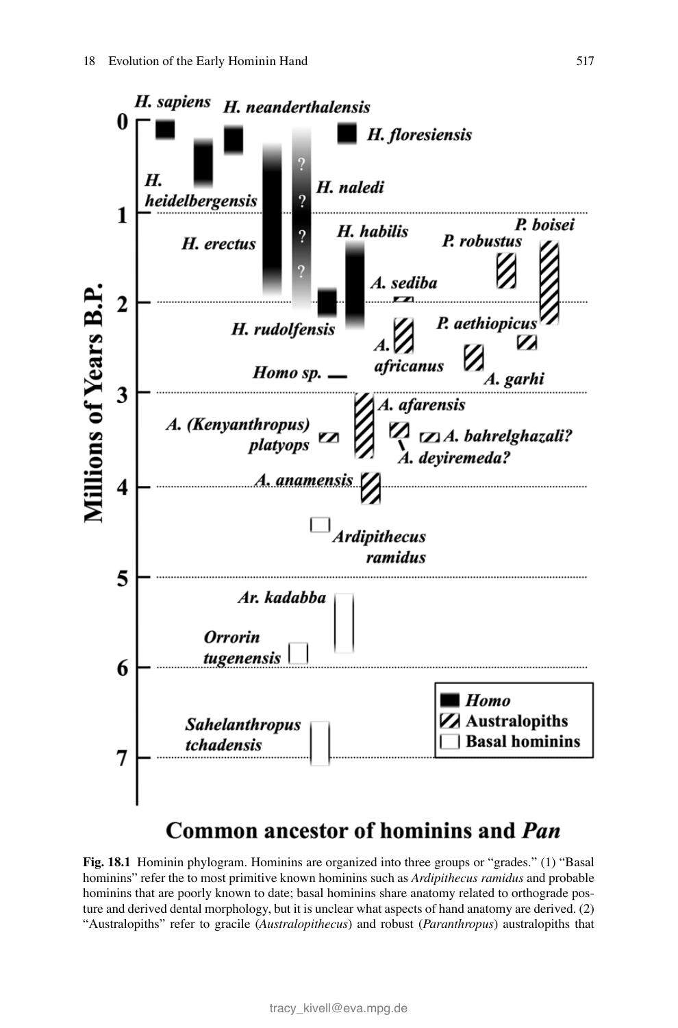**Fig. 18.1** Hominin phylogram. Hominins are organized into three groups or "grades." (1) "Basal hominins" refer the to most primitive known hominins such as *Ardipithecus ramidus* and probable hominins that are poorly known to date; basal hominins share anatomy related to orthograde posture and derived dental morphology, but it is unclear what aspects of hand anatomy are derived. (2) "Australopiths" refer to gracile (*Australopithecus*) and robust (*Paranthropus*) australopiths that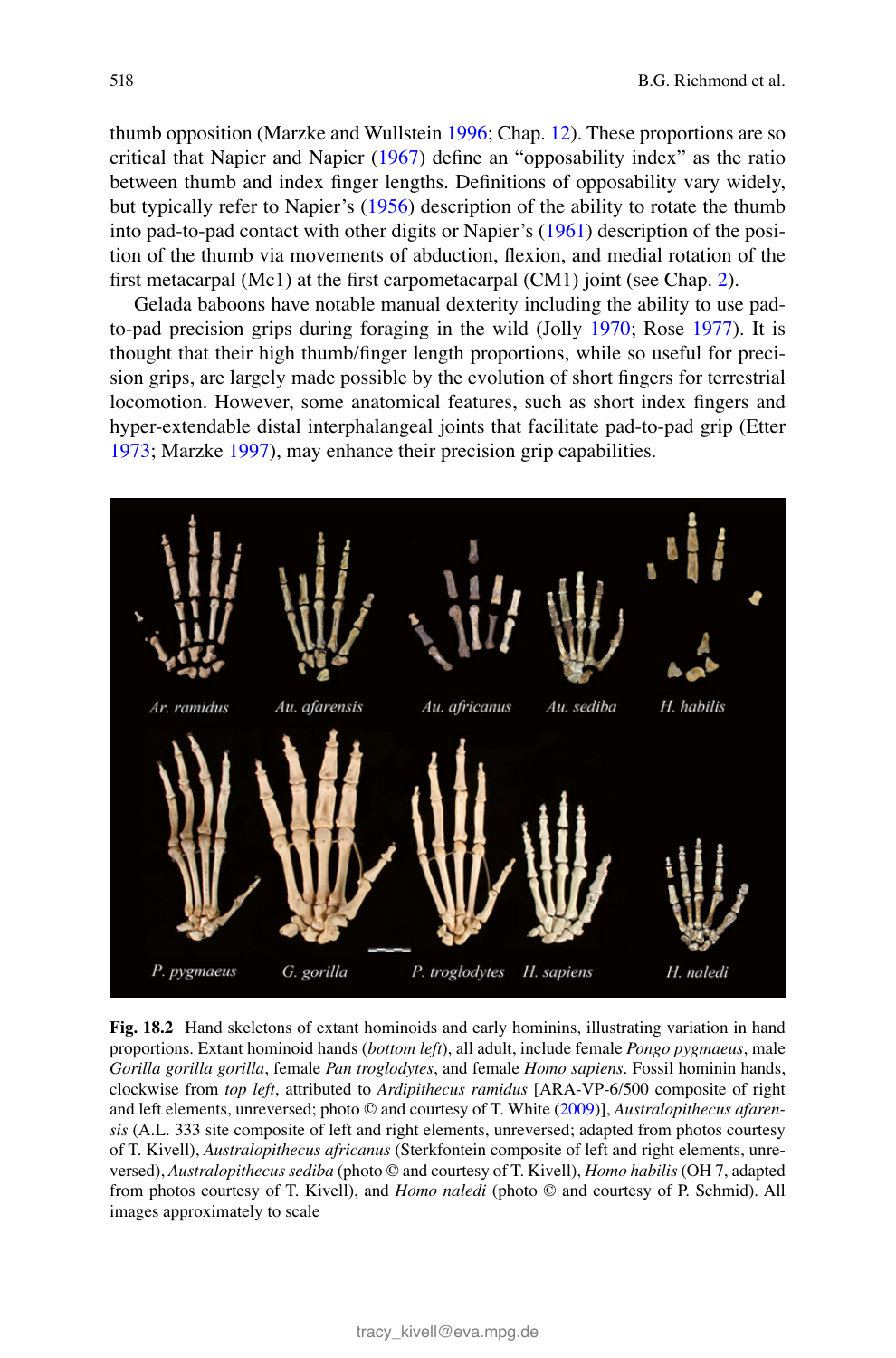thumb opposition (Marzke and Wullstein 1996; Chap. 12). These proportions are so critical that Napier and Napier (1967) define an "opposability index" as the ratio between thumb and index finger lengths. Definitions of opposability vary widely, but typically refer to Napier's (1956) description of the ability to rotate the thumb into pad-to-pad contact with other digits or Napier's (1961) description of the position of the thumb via movements of abduction, flexion, and medial rotation of the first metacarpal (Mc1) at the first carpometacarpal (CM1) joint (see Chap. 2).

Gelada baboons have notable manual dexterity including the ability to use pad-to-pad precision grips during foraging in the wild (Jolly 1970; Rose 1977). It is thought that their high thumb/finger length proportions, while so useful for precision grips, are largely made possible by the evolution of short fingers for terrestrial locomotion. However, some anatomical features, such as short index fingers and hyper-extendable distal interphalangeal joints that facilitate pad-to-pad grip (Etter 1973; Marzke 1997), may enhance their precision grip capabilities.

**Fig. 18.2** Hand skeletons of extant hominoids and early hominins, illustrating variation in hand proportions. Extant hominoid hands (*bottom left*), all adult, include female *Pongo pygmaeus*, male *Gorilla gorilla gorilla*, female *Pan troglodytes*, and female *Homo sapiens*. Fossil hominin hands, clockwise from *top left*, attributed to *Ardipithecus ramidus* [ARA-VP-6/500 composite of right and left elements, unreversed; photo © and courtesy of T. White (2009)], *Australopithecus afarensis* (A.L. 333 site composite of left and right elements, unreversed; adapted from photos courtesy of T. Kivell), *Australopithecus africanus* (Sterkfontein composite of left and right elements, unreversed), *Australopithecus sediba* (photo © and courtesy of T. Kivell), *Homo habilis* (OH 7, adapted from photos courtesy of T. Kivell), and *Homo naledi* (photo © and courtesy of P. Schmid). All images approximately to scale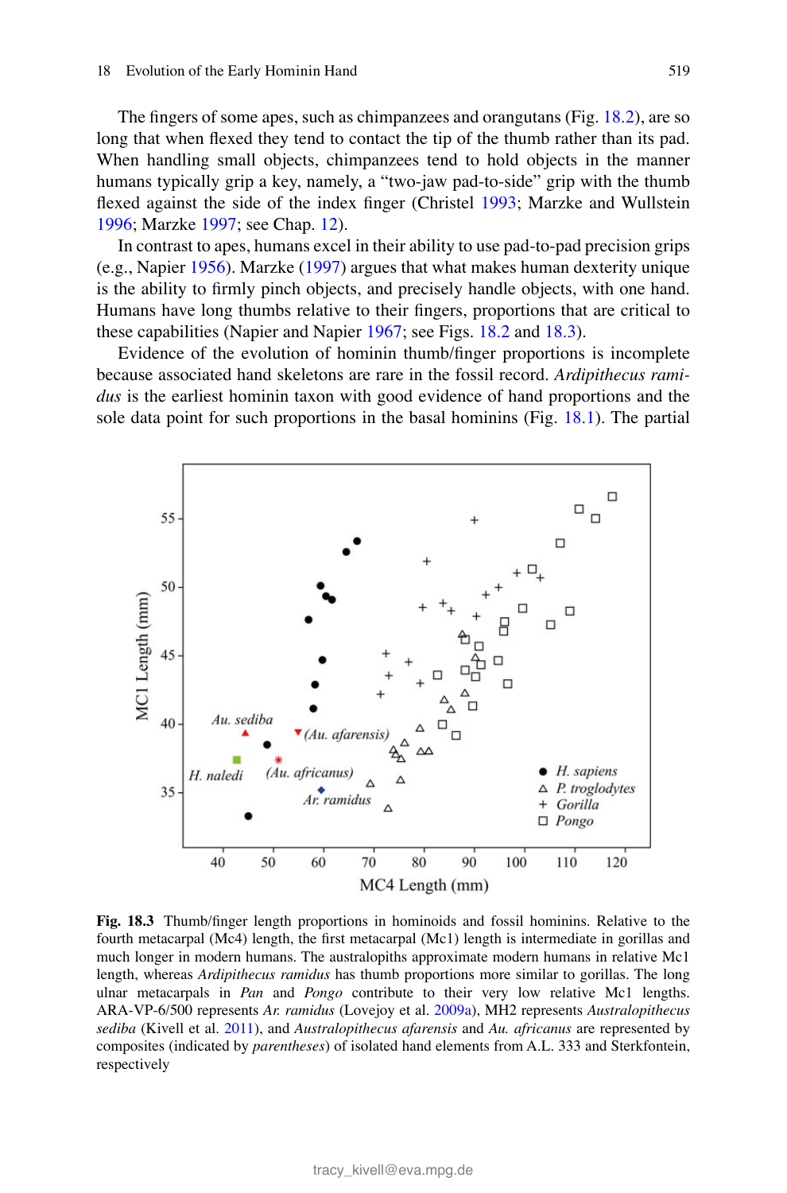The fingers of some apes, such as chimpanzees and orangutans (Fig. 18.2), are so long that when flexed they tend to contact the tip of the thumb rather than its pad. When handling small objects, chimpanzees tend to hold objects in the manner humans typically grip a key, namely, a "two-jaw pad-to-side" grip with the thumb flexed against the side of the index finger (Christel 1993; Marzke and Wullstein 1996; Marzke 1997; see Chap. 12).

In contrast to apes, humans excel in their ability to use pad-to-pad precision grips (e.g., Napier 1956). Marzke (1997) argues that what makes human dexterity unique is the ability to firmly pinch objects, and precisely handle objects, with one hand. Humans have long thumbs relative to their fingers, proportions that are critical to these capabilities (Napier and Napier 1967; see Figs. 18.2 and 18.3).

Evidence of the evolution of hominin thumb/finger proportions is incomplete because associated hand skeletons are rare in the fossil record. *Ardipithecus ramidus* is the earliest hominin taxon with good evidence of hand proportions and the sole data point for such proportions in the basal hominins (Fig. 18.1). The partial

**Fig. 18.3** Thumb/finger length proportions in hominoids and fossil hominins. Relative to the fourth metacarpal (Mc4) length, the first metacarpal (Mc1) length is intermediate in gorillas and much longer in modern humans. The australopiths approximate modern humans in relative Mc1 length, whereas *Ardipithecus ramidus* has thumb proportions more similar to gorillas. The long ulnar metacarpals in *Pan* and *Pongo* contribute to their very low relative Mc1 lengths. ARA-VP-6/500 represents *Ar. ramidus* (Lovejoy et al. 2009a), MH2 represents *Australopithecus sediba* (Kivell et al. 2011), and *Australopithecus afarensis* and *Au. africanus* are represented by composites (indicated by *parentheses*) of isolated hand elements from A.L. 333 and Sterkfontein, respectively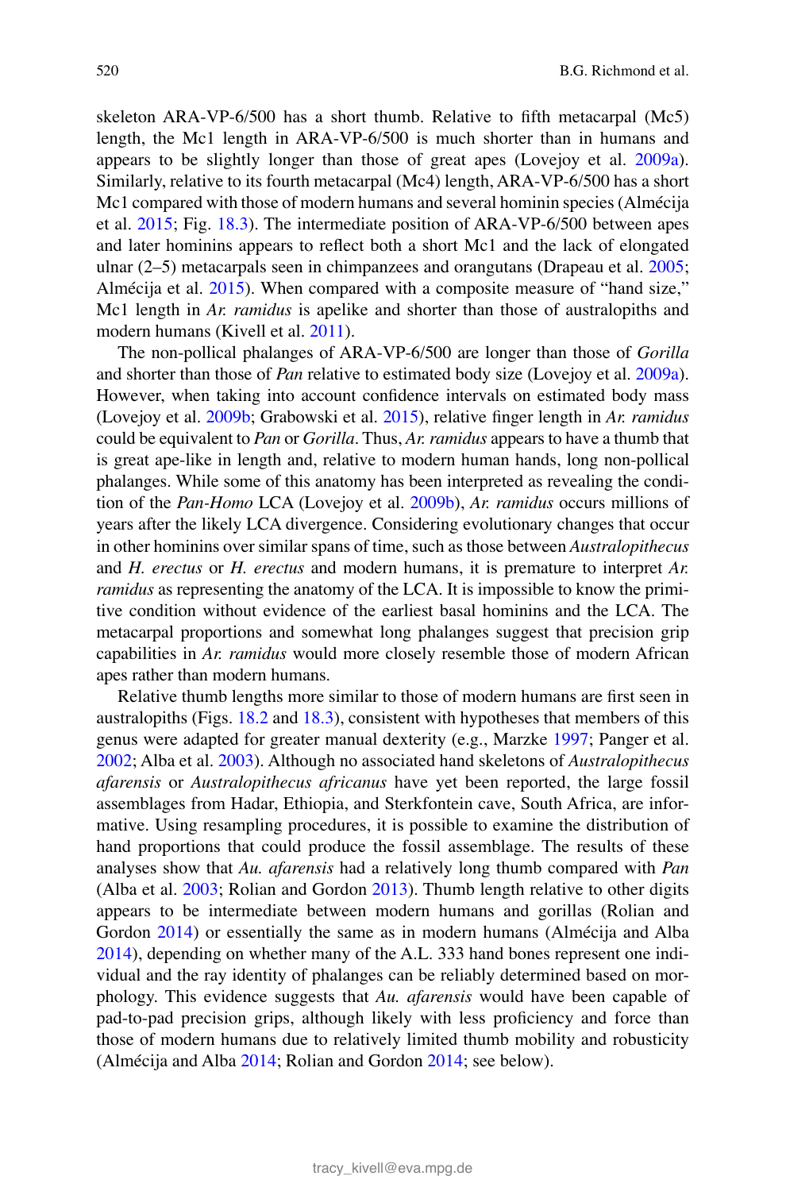skeleton ARA-VP-6/500 has a short thumb. Relative to fifth metacarpal (Mc5) length, the Mc1 length in ARA-VP-6/500 is much shorter than in humans and appears to be slightly longer than those of great apes (Lovejoy et al. 2009a). Similarly, relative to its fourth metacarpal (Mc4) length, ARA-VP-6/500 has a short Mc1 compared with those of modern humans and several hominin species (Almécija et al. 2015; Fig. 18.3). The intermediate position of ARA-VP-6/500 between apes and later hominins appears to reflect both a short Mc1 and the lack of elongated ulnar (2–5) metacarpals seen in chimpanzees and orangutans (Drapeau et al. 2005; Almécija et al. 2015). When compared with a composite measure of "hand size," Mc1 length in *Ar. ramidus* is apelike and shorter than those of australopiths and modern humans (Kivell et al. 2011).

The non-pollical phalanges of ARA-VP-6/500 are longer than those of *Gorilla* and shorter than those of *Pan* relative to estimated body size (Lovejoy et al. 2009a). However, when taking into account confidence intervals on estimated body mass (Lovejoy et al. 2009b; Grabowski et al. 2015), relative finger length in *Ar. ramidus* could be equivalent to *Pan* or *Gorilla*. Thus, *Ar. ramidus* appears to have a thumb that is great ape-like in length and, relative to modern human hands, long non-pollical phalanges. While some of this anatomy has been interpreted as revealing the condition of the *Pan-Homo* LCA (Lovejoy et al. 2009b), *Ar. ramidus* occurs millions of years after the likely LCA divergence. Considering evolutionary changes that occur in other hominins over similar spans of time, such as those between *Australopithecus* and *H. erectus* or *H. erectus* and modern humans, it is premature to interpret *Ar. ramidus* as representing the anatomy of the LCA. It is impossible to know the primitive condition without evidence of the earliest basal hominins and the LCA. The metacarpal proportions and somewhat long phalanges suggest that precision grip capabilities in *Ar. ramidus* would more closely resemble those of modern African apes rather than modern humans.

Relative thumb lengths more similar to those of modern humans are first seen in australopiths (Figs. 18.2 and 18.3), consistent with hypotheses that members of this genus were adapted for greater manual dexterity (e.g., Marzke 1997; Panger et al. 2002; Alba et al. 2003). Although no associated hand skeletons of *Australopithecus afarensis* or *Australopithecus africanus* have yet been reported, the large fossil assemblages from Hadar, Ethiopia, and Sterkfontein cave, South Africa, are informative. Using resampling procedures, it is possible to examine the distribution of hand proportions that could produce the fossil assemblage. The results of these analyses show that *Au. afarensis* had a relatively long thumb compared with *Pan* (Alba et al. 2003; Rolian and Gordon 2013). Thumb length relative to other digits appears to be intermediate between modern humans and gorillas (Rolian and Gordon 2014) or essentially the same as in modern humans (Almécija and Alba 2014), depending on whether many of the A.L. 333 hand bones represent one individual and the ray identity of phalanges can be reliably determined based on morphology. This evidence suggests that *Au. afarensis* would have been capable of pad-to-pad precision grips, although likely with less proficiency and force than those of modern humans due to relatively limited thumb mobility and robusticity (Almécija and Alba 2014; Rolian and Gordon 2014; see below).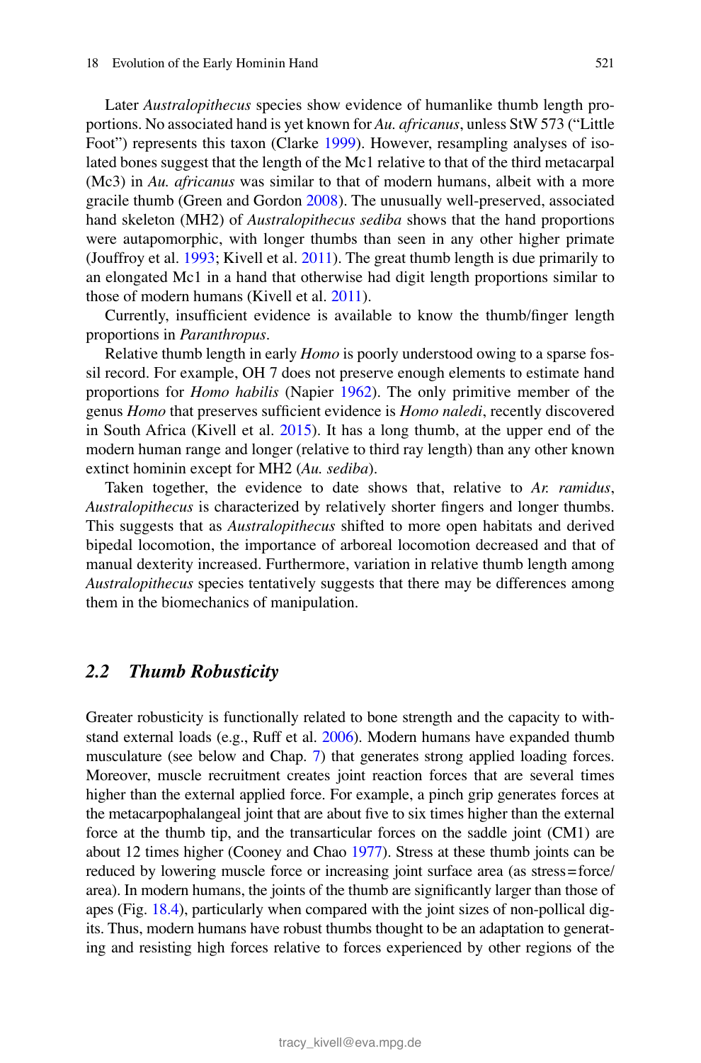Later *Australopithecus* species show evidence of humanlike thumb length proportions. No associated hand is yet known for *Au. africanus*, unless StW 573 ("Little Foot") represents this taxon (Clarke 1999). However, resampling analyses of isolated bones suggest that the length of the Mc1 relative to that of the third metacarpal (Mc3) in *Au. africanus* was similar to that of modern humans, albeit with a more gracile thumb (Green and Gordon 2008). The unusually well-preserved, associated hand skeleton (MH2) of *Australopithecus sediba* shows that the hand proportions were autapomorphic, with longer thumbs than seen in any other higher primate (Jouffroy et al. 1993; Kivell et al. 2011). The great thumb length is due primarily to an elongated Mc1 in a hand that otherwise had digit length proportions similar to those of modern humans (Kivell et al. 2011).

Currently, insufficient evidence is available to know the thumb/finger length proportions in *Paranthropus*.

Relative thumb length in early *Homo* is poorly understood owing to a sparse fossil record. For example, OH 7 does not preserve enough elements to estimate hand proportions for *Homo habilis* (Napier 1962). The only primitive member of the genus *Homo* that preserves sufficient evidence is *Homo naledi*, recently discovered in South Africa (Kivell et al. 2015). It has a long thumb, at the upper end of the modern human range and longer (relative to third ray length) than any other known extinct hominin except for MH2 (*Au. sediba*).

Taken together, the evidence to date shows that, relative to *Ar. ramidus*, *Australopithecus* is characterized by relatively shorter fingers and longer thumbs. This suggests that as *Australopithecus* shifted to more open habitats and derived bipedal locomotion, the importance of arboreal locomotion decreased and that of manual dexterity increased. Furthermore, variation in relative thumb length among *Australopithecus* species tentatively suggests that there may be differences among them in the biomechanics of manipulation.

### 2.2 Thumb Robusticity

Greater robusticity is functionally related to bone strength and the capacity to withstand external loads (e.g., Ruff et al. 2006). Modern humans have expanded thumb musculature (see below and Chap. 7) that generates strong applied loading forces. Moreover, muscle recruitment creates joint reaction forces that are several times higher than the external applied force. For example, a pinch grip generates forces at the metacarpophalangeal joint that are about five to six times higher than the external force at the thumb tip, and the transarticular forces on the saddle joint (CM1) are about 12 times higher (Cooney and Chao 1977). Stress at these thumb joints can be reduced by lowering muscle force or increasing joint surface area (as stress = force/area). In modern humans, the joints of the thumb are significantly larger than those of apes (Fig. 18.4), particularly when compared with the joint sizes of non-pollical digits. Thus, modern humans have robust thumbs thought to be an adaptation to generating and resisting high forces relative to forces experienced by other regions of the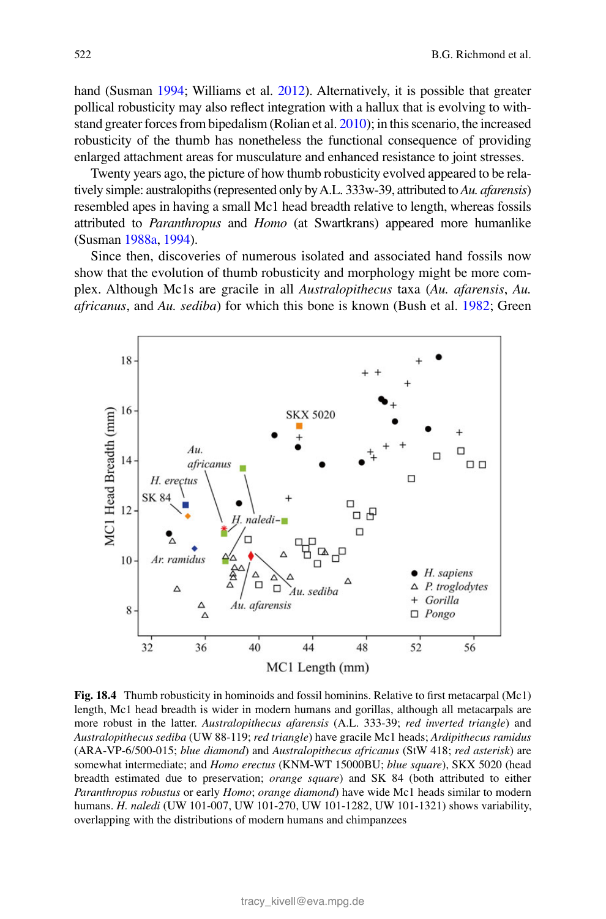hand (Susman 1994; Williams et al. 2012). Alternatively, it is possible that greater pollical robusticity may also reflect integration with a hallux that is evolving to withstand greater forces from bipedalism (Rolian et al. 2010); in this scenario, the increased robusticity of the thumb has nonetheless the functional consequence of providing enlarged attachment areas for musculature and enhanced resistance to joint stresses.

Twenty years ago, the picture of how thumb robusticity evolved appeared to be relatively simple: australopiths (represented only by A.L. 333w-39, attributed to *Au. afarensis*) resembled apes in having a small Mc1 head breadth relative to length, whereas fossils attributed to *Paranthropus* and *Homo* (at Swartkrans) appeared more humanlike (Susman 1988a, 1994).

Since then, discoveries of numerous isolated and associated hand fossils now show that the evolution of thumb robusticity and morphology might be more complex. Although Mc1s are gracile in all *Australopithecus* taxa (*Au. afarensis*, *Au. africanus*, and *Au. sediba*) for which this bone is known (Bush et al. 1982; Green

**Fig. 18.4** Thumb robusticity in hominoids and fossil hominins. Relative to first metacarpal (Mc1) length, Mc1 head breadth is wider in modern humans and gorillas, although all metacarpals are more robust in the latter. *Australopithecus afarensis* (A.L. 333-39; *red inverted triangle*) and *Australopithecus sediba* (UW 88-119; *red triangle*) have gracile Mc1 heads; *Ardipithecus ramidus* (ARA-VP-6/500-015; *blue diamond*) and *Australopithecus africanus* (StW 418; *red asterisk*) are somewhat intermediate; and *Homo erectus* (KNM-WT 15000BU; *blue square*), SKX 5020 (head breadth estimated due to preservation; *orange square*) and SK 84 (both attributed to either *Paranthropus robustus* or early *Homo*; *orange diamond*) have wide Mc1 heads similar to modern humans. *H. naledi* (UW 101-007, UW 101-1282, UW 101-1321) shows variability, overlapping with the distributions of modern humans and chimpanzees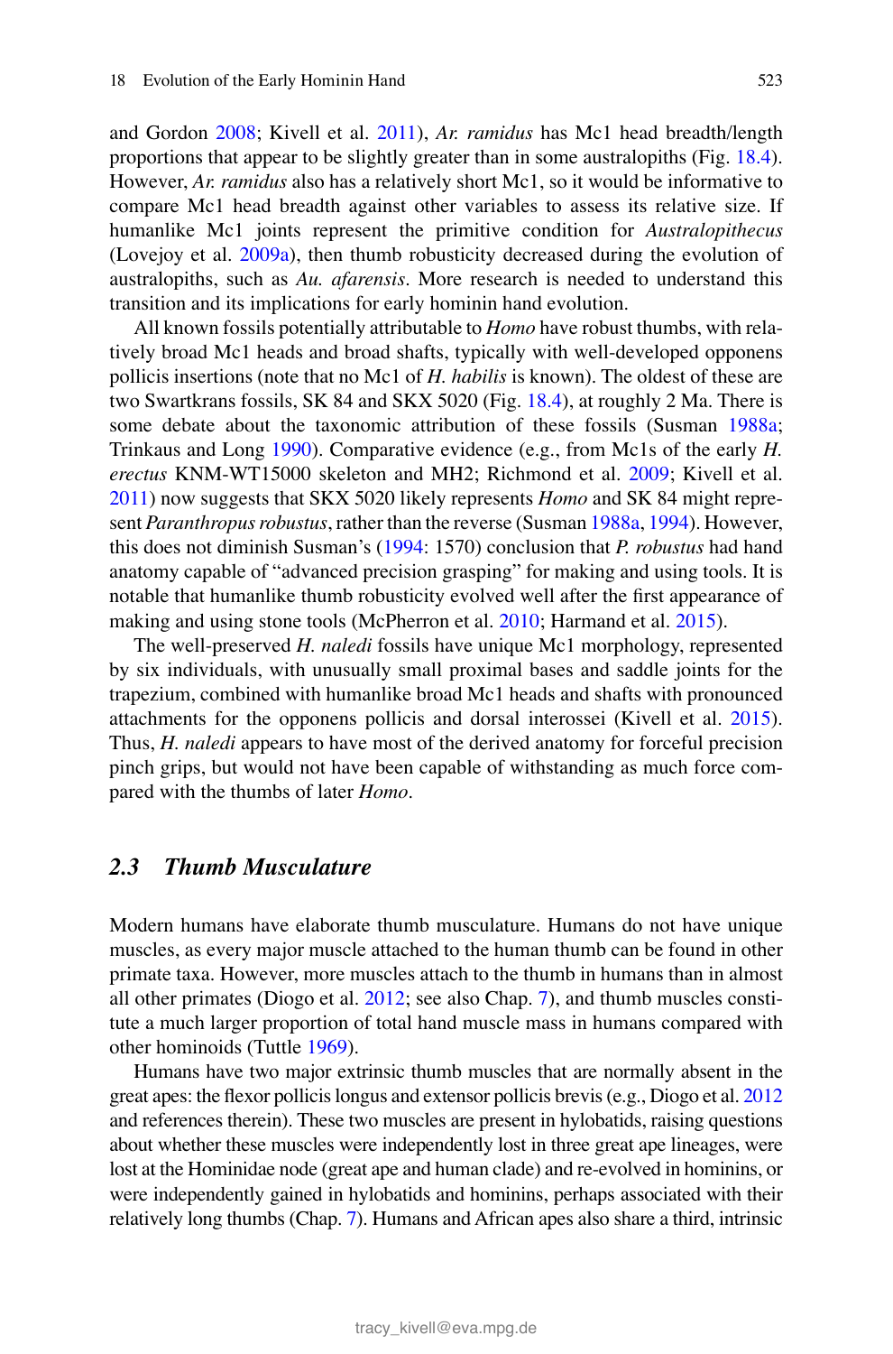and Gordon 2008; Kivell et al. 2011), *Ar. ramidus* has Mc1 head breadth/length proportions that appear to be slightly greater than in some australopiths (Fig. 18.4). However, *Ar. ramidus* also has a relatively short Mc1, so it would be informative to compare Mc1 head breadth against other variables to assess its relative size. If humanlike Mc1 joints represent the primitive condition for *Australopithecus* (Lovejoy et al. 2009a), then thumb robusticity decreased during the evolution of australopiths, such as *Au. afarensis*. More research is needed to understand this transition and its implications for early hominin hand evolution.

All known fossils potentially attributable to *Homo* have robust thumbs, with relatively broad Mc1 heads and broad shafts, typically with well-developed opponens pollicis insertions (note that no Mc1 of *H. habilis* is known). The oldest of these are two Swartkrans fossils, SK 84 and SKX 5020 (Fig. 18.4), at roughly 2 Ma. There is some debate about the taxonomic attribution of these fossils (Susman 1988a; Trinkaus and Long 1990). Comparative evidence (e.g., from Mc1s of the early *H. erectus* KNM-WT15000 skeleton and MH2; Richmond et al. 2009; Kivell et al. 2011) now suggests that SKX 5020 likely represents *Homo* and SK 84 might represent *Paranthropus robustus*, rather than the reverse (Susman 1988a, 1994). However, this does not diminish Susman's (1994: 1570) conclusion that *P. robustus* had hand anatomy capable of "advanced precision grasping" for making and using tools. It is notable that humanlike thumb robusticity evolved well after the first appearance of making and using stone tools (McPherron et al. 2010; Harmand et al. 2015).

The well-preserved *H. naledi* fossils have unique Mc1 morphology, represented by six individuals, with unusually small proximal bases and saddle joints for the trapezium, combined with humanlike broad Mc1 heads and shafts with pronounced attachments for the opponens pollicis and dorsal interossei (Kivell et al. 2015). Thus, *H. naledi* appears to have most of the derived anatomy for forceful precision pinch grips, but would not have been capable of withstanding as much force compared with the thumbs of later *Homo*.

## 2.3 *Thumb Musculature*

Modern humans have elaborate thumb musculature. Humans do not have unique muscles, as every major muscle attached to the human thumb can be found in other primate taxa. However, more muscles attach to the thumb in humans than in almost all other primates (Diogo et al. 2012; see also Chap. 7), and thumb muscles constitute a much larger proportion of total hand muscle mass in humans compared with other hominoids (Tuttle 1969).

Humans have two major extrinsic thumb muscles that are normally absent in the great apes: the flexor pollicis longus and extensor pollicis brevis (e.g., Diogo et al. 2012 and references therein). These two muscles are present in hylobatids, raising questions about whether these muscles were independently lost in three great ape lineages, were lost at the Hominidae node (great ape and human clade) and re-evolved in hominins, or were independently gained in hylobatids and hominins, perhaps associated with their relatively long thumbs (Chap. 7). Humans and African apes also share a third, intrinsic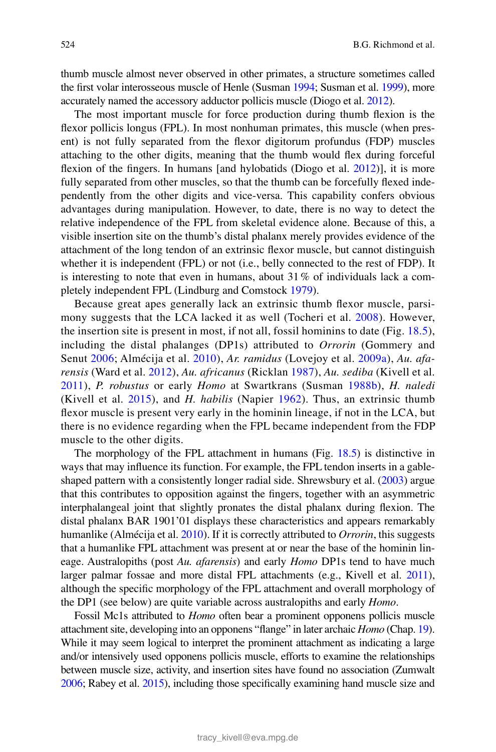thumb muscle almost never observed in other primates, a structure sometimes called the first volar interosseous muscle of Henle (Susman 1994; Susman et al. 1999), more accurately named the accessory adductor pollicis muscle (Diogo et al. 2012).

The most important muscle for force production during thumb flexion is the flexor pollicis longus (FPL). In most nonhuman primates, this muscle (when present) is not fully separated from the flexor digitorum profundus (FDP) muscles attaching to the other digits, meaning that the thumb would flex during forceful flexion of the fingers. In humans [and hylobatids (Diogo et al. 2012)], it is more fully separated from other muscles, so that the thumb can be forcefully flexed independently from the other digits and vice-versa. This capability confers obvious advantages during manipulation. However, to date, there is no way to detect the relative independence of the FPL from skeletal evidence alone. Because of this, a visible insertion site on the thumb's distal phalanx merely provides evidence of the attachment of the long tendon of an extrinsic flexor muscle, but cannot distinguish whether it is independent (FPL) or not (i.e., belly connected to the rest of FDP). It is interesting to note that even in humans, about 31 % of individuals lack a completely independent FPL (Lindburg and Comstock 1979).

Because great apes generally lack an extrinsic thumb flexor muscle, parsimony suggests that the LCA lacked it as well (Tocheri et al. 2008). However, the insertion site is present in most, if not all, fossil hominins to date (Fig. 18.5), including the distal phalanges (DP1s) attributed to *Orrorin* (Gommery and Senut 2006; Almécija et al. 2010), *Ar. ramidus* (Lovejoy et al. 2009a), *Au. afarensis* (Ward et al. 2012), *Au. africanus* (Ricklan 1987), *Au. sediba* (Kivell et al. 2011), *P. robustus* or early *Homo* at Swartkrans (Susman 1988b), *H. naledi* (Kivell et al. 2015), and *H. habilis* (Napier 1962). Thus, an extrinsic thumb flexor muscle is present very early in the hominin lineage, if not in the LCA, but there is no evidence regarding when the FPL became independent from the FDP muscle to the other digits.

The morphology of the FPL attachment in humans (Fig. 18.5) is distinctive in ways that may influence its function. For example, the FPL tendon inserts in a gable-shaped pattern with a consistently longer radial side. Shrewsbury et al. (2003) argue that this contributes to opposition against the fingers, together with an asymmetric interphalangeal joint that slightly pronates the distal phalanx during flexion. The distal phalanx BAR 1901'01 displays these characteristics and appears remarkably humanlike (Almécija et al. 2010). If it is correctly attributed to *Orrorin*, this suggests that a humanlike FPL attachment was present at or near the base of the hominin lineage. Australopiths (post *Au. afarensis*) and early *Homo* DP1s tend to have much larger palmar fossae and more distal FPL attachments (e.g., Kivell et al. 2011), although the specific morphology of the FPL attachment and overall morphology of the DP1 (see below) are quite variable across australopiths and early *Homo*.

Fossil Mc1s attributed to *Homo* often bear a prominent opponens pollicis muscle attachment site, developing into an opponens "flange" in later archaic *Homo* (Chap. 19). While it may seem logical to interpret the prominent attachment as indicating a large and/or intensively used opponens pollicis muscle, efforts to examine the relationships between muscle size, activity, and insertion sites have found no association (Zumwalt 2006; Rabey et al. 2015), including those specifically examining hand muscle size and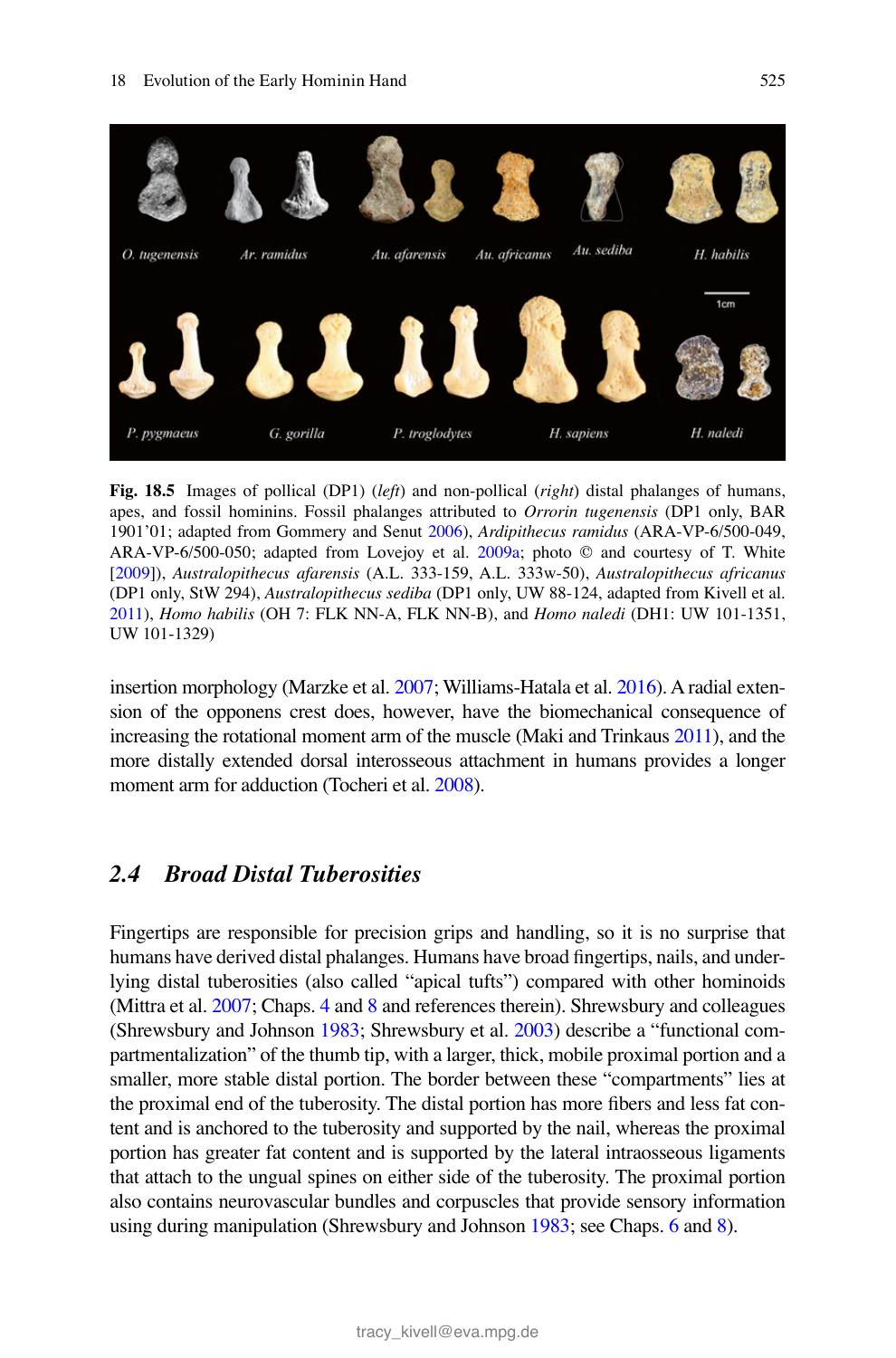Fig. 18.5 Images of pollical (DP1) (*left*) and non-pollical (*right*) distal phalanges of humans, apes, and fossil hominins. Fossil phalanges attributed to *Orrorin tugenensis* (DP1 only, BAR 1901'01; adapted from Gommery and Senut 2006), *Ardipithecus ramidus* (ARA-VP-6/500-049, ARA-VP-6/500-050; adapted from Lovejoy et al. 2009a; photo © and courtesy of T. White [2009]), *Australopithecus afarensis* (A.L. 333-159, A.L. 333w-50), *Australopithecus africanus* (DP1 only, StW 294), *Australopithecus sediba* (DP1 only, UW 88-124, adapted from Kivell et al. 2011), *Homo habilis* (OH 7: FLK NN-A, FLK NN-B), and *Homo naledi* (DH1: UW 101-1351, UW 101-1329)

insertion morphology (Marzke et al. 2007; Williams-Hatala et al. 2016). A radial extension of the opponens crest does, however, have the biomechanical consequence of increasing the rotational moment arm of the muscle (Maki and Trinkaus 2011), and the more distally extended dorsal interosseous attachment in humans provides a longer moment arm for adduction (Tocheri et al. 2008).

## 2.4 Broad Distal Tuberosities

Fingertips are responsible for precision grips and handling, so it is no surprise that humans have derived distal phalanges. Humans have broad fingertips, nails, and underlying distal tuberosities (also called "apical tufts") compared with other hominoids (Mittra et al. 2007; Chaps. 4 and 8 and references therein). Shrewsbury and colleagues (Shrewsbury and Johnson 1983; Shrewsbury et al. 2003) describe a "functional compartmentalization" of the thumb tip, with a larger, thick, mobile proximal portion and a smaller, more stable distal portion. The border between these "compartments" lies at the proximal end of the tuberosity. The distal portion has more fibers and less fat content and is anchored to the tuberosity and supported by the nail, whereas the proximal portion has greater fat content and is supported by the lateral intraosseous ligaments that attach to the ungual spines on either side of the tuberosity. The proximal portion also contains neurovascular bundles and corpuscles that provide sensory information using during manipulation (Shrewsbury and Johnson 1983; see Chaps. 6 and 8).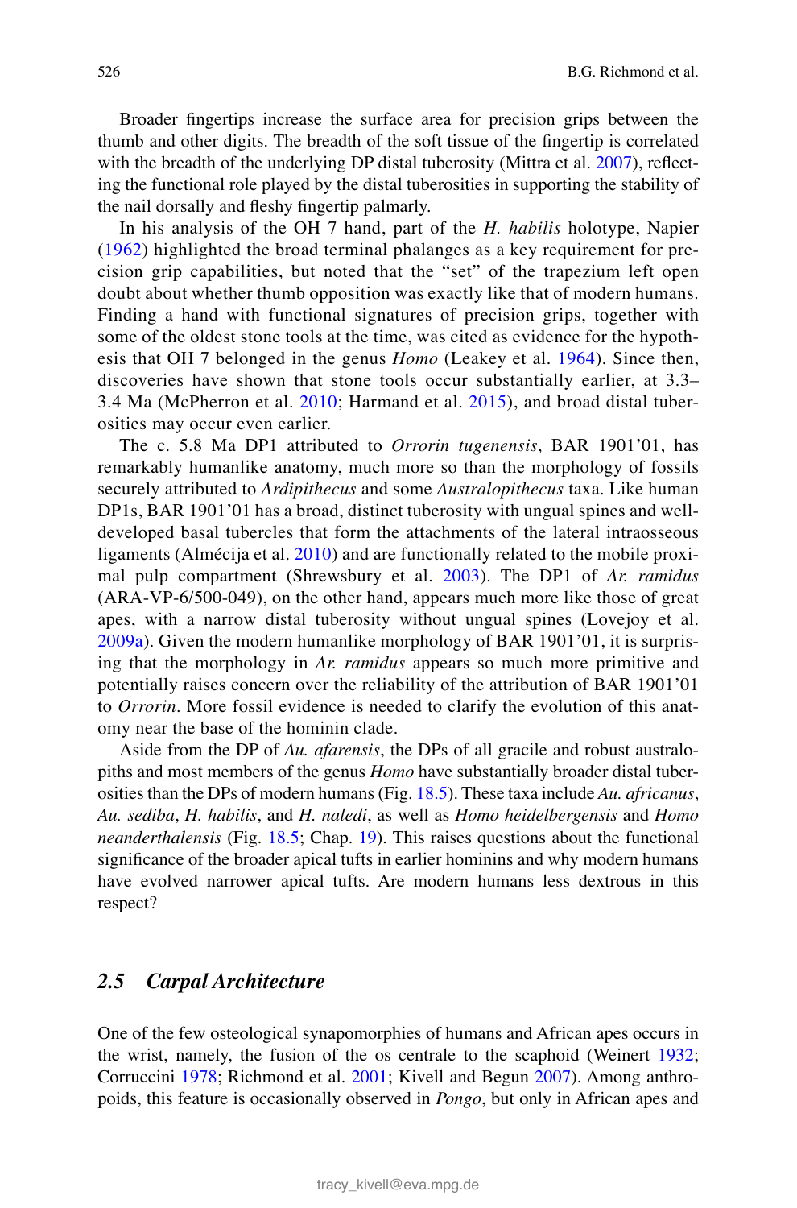Broader fingertips increase the surface area for precision grips between the thumb and other digits. The breadth of the soft tissue of the fingertip is correlated with the breadth of the underlying DP distal tuberosity (Mittra et al. 2007), reflecting the functional role played by the distal tuberosities in supporting the stability of the nail dorsally and fleshy fingertip palmarly.

In his analysis of the OH 7 hand, part of the *H. habilis* holotype, Napier (1962) highlighted the broad terminal phalanges as a key requirement for precision grip capabilities, but noted that the "set" of the trapezium left open doubt about whether thumb opposition was exactly like that of modern humans. Finding a hand with functional signatures of precision grips, together with some of the oldest stone tools at the time, was cited as evidence for the hypothesis that OH 7 belonged in the genus *Homo* (Leakey et al. 1964). Since then, discoveries have shown that stone tools occur substantially earlier, at 3.3–3.4 Ma (McPherron et al. 2010; Harmand et al. 2015), and broad distal tuberosities may occur even earlier.

The c. 5.8 Ma DP1 attributed to *Orrorin tugenensis*, BAR 1901'01, has remarkably humanlike anatomy, much more so than the morphology of fossils securely attributed to *Ardipithecus* and some *Australopithecus* taxa. Like human DP1s, BAR 1901'01 has a broad, distinct tuberosity with ungual spines and well-developed basal tubercles that form the attachments of the lateral intraosseous ligaments (Almécija et al. 2010) and are functionally related to the mobile proximal pulp compartment (Shrewsbury et al. 2003). The DP1 of *Ar. ramidus* (ARA-VP-6/500-049), on the other hand, appears much more like those of great apes, with a narrow distal tuberosity without ungual spines (Lovejoy et al. 2009a). Given the modern humanlike morphology of BAR 1901'01, it is surprising that the morphology in *Ar. ramidus* appears so much more primitive and potentially raises concern over the reliability of the attribution of BAR 1901'01 to *Orrorin*. More fossil evidence is needed to clarify the evolution of this anatomy near the base of the hominin clade.

Aside from the DP of *Au. afarensis*, the DPs of all gracile and robust australopiths and most members of the genus *Homo* have substantially broader distal tuberosities than the DPs of modern humans (Fig. 18.5). These taxa include *Au. africanus*, *Au. sediba*, *H. habilis*, and *H. naledi*, as well as *Homo heidelbergensis* and *Homo neanderthalensis* (Fig. 18.5; Chap. 19). This raises questions about the functional significance of the broader apical tufts in earlier hominins and why modern humans have evolved narrower apical tufts. Are modern humans less dextrous in this respect?

### 2.5 Carpal Architecture

One of the few osteological synapomorphies of humans and African apes occurs in the wrist, namely, the fusion of the os centrale to the scaphoid (Weinert 1932; Corruccini 1978; Richmond et al. 2001; Kivell and Begun 2007). Among anthropoids, this feature is occasionally observed in *Pongo*, but only in African apes and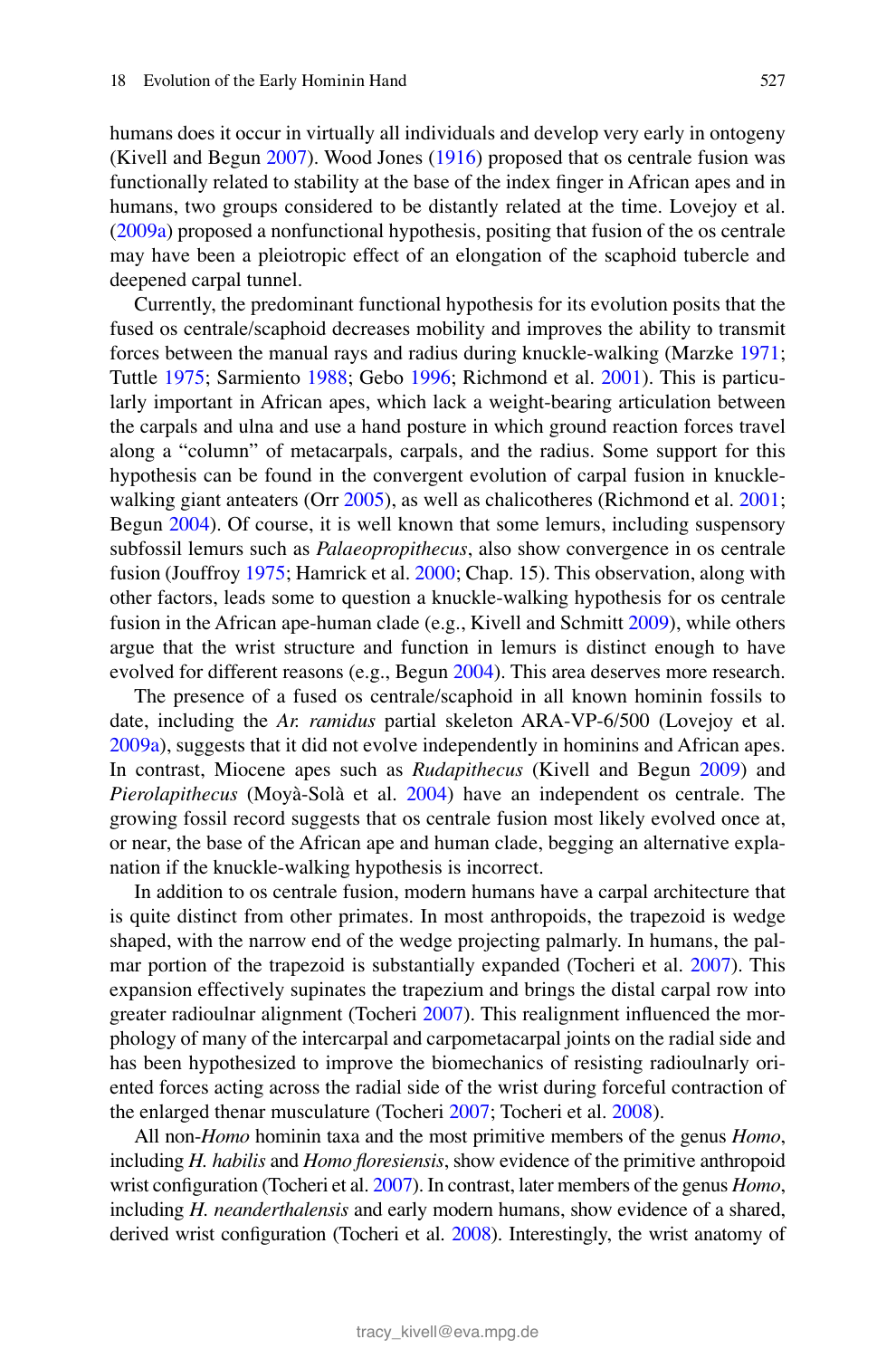humans does it occur in virtually all individuals and develop very early in ontogeny (Kivell and Begun 2007). Wood Jones (1916) proposed that os centrale fusion was functionally related to stability at the base of the index finger in African apes and in humans, two groups considered to be distantly related at the time. Lovejoy et al. (2009a) proposed a nonfunctional hypothesis, positing that fusion of the os centrale may have been a pleiotropic effect of an elongation of the scaphoid tubercle and deepened carpal tunnel.

Currently, the predominant functional hypothesis for its evolution posits that the fused os centrale/scaphoid decreases mobility and improves the ability to transmit forces between the manual rays and radius during knuckle-walking (Marzke 1971; Tuttle 1975; Sarmiento 1988; Gebo 1996; Richmond et al. 2001). This is particularly important in African apes, which lack a weight-bearing articulation between the carpals and ulna and use a hand posture in which ground reaction forces travel along a "column" of metacarpals, carpals, and the radius. Some support for this hypothesis can be found in the convergent evolution of carpal fusion in knuckle-walking giant anteaters (Orr 2005), as well as chalicotheres (Richmond et al. 2001; Begun 2004). Of course, it is well known that some lemurs, including suspensory subfossil lemurs such as *Palaeopropithecus*, also show convergence in os centrale fusion (Jouffroy 1975; Hamrick et al. 2000; Chap. 15). This observation, along with other factors, leads some to question a knuckle-walking hypothesis for os centrale fusion in the African ape-human clade (e.g., Kivell and Schmitt 2009), while others argue that the wrist structure and function in lemurs is distinct enough to have evolved for different reasons (e.g., Begun 2004). This area deserves more research.

The presence of a fused os centrale/scaphoid in all known hominin fossils to date, including the *Ar. ramidus* partial skeleton ARA-VP-6/500 (Lovejoy et al. 2009a), suggests that it did not evolve independently in hominins and African apes. In contrast, Miocene apes such as *Rudapithecus* (Kivell and Begun 2009) and *Pierolapithecus* (Moyà-Solà et al. 2004) have an independent os centrale. The growing fossil record suggests that os centrale fusion most likely evolved once at, or near, the base of the African ape and human clade, begging an alternative explanation if the knuckle-walking hypothesis is incorrect.

In addition to os centrale fusion, modern humans have a carpal architecture that is quite distinct from other primates. In most anthropoids, the trapezoid is wedge shaped, with the narrow end of the wedge projecting palmarly. In humans, the palmar portion of the trapezoid is substantially expanded (Tocheri et al. 2007). This expansion effectively supinates the trapezium and brings the distal carpal row into greater radioulnar alignment (Tocheri 2007). This realignment influenced the morphology of many of the intercarpal and carpometacarpal joints on the radial side and has been hypothesized to improve the biomechanics of resisting radioulnarly oriented forces acting across the radial side of the wrist during forceful contraction of the enlarged thenar musculature (Tocheri 2007; Tocheri et al. 2008).

All non-*Homo* hominin taxa and the most primitive members of the genus *Homo*, including *H. habilis* and *Homo floresiensis*, show evidence of the primitive anthropoid wrist configuration (Tocheri et al. 2007). In contrast, later members of the genus *Homo*, including *H. neanderthalensis* and early modern humans, show evidence of a shared, derived wrist configuration (Tocheri et al. 2008). Interestingly, the wrist anatomy of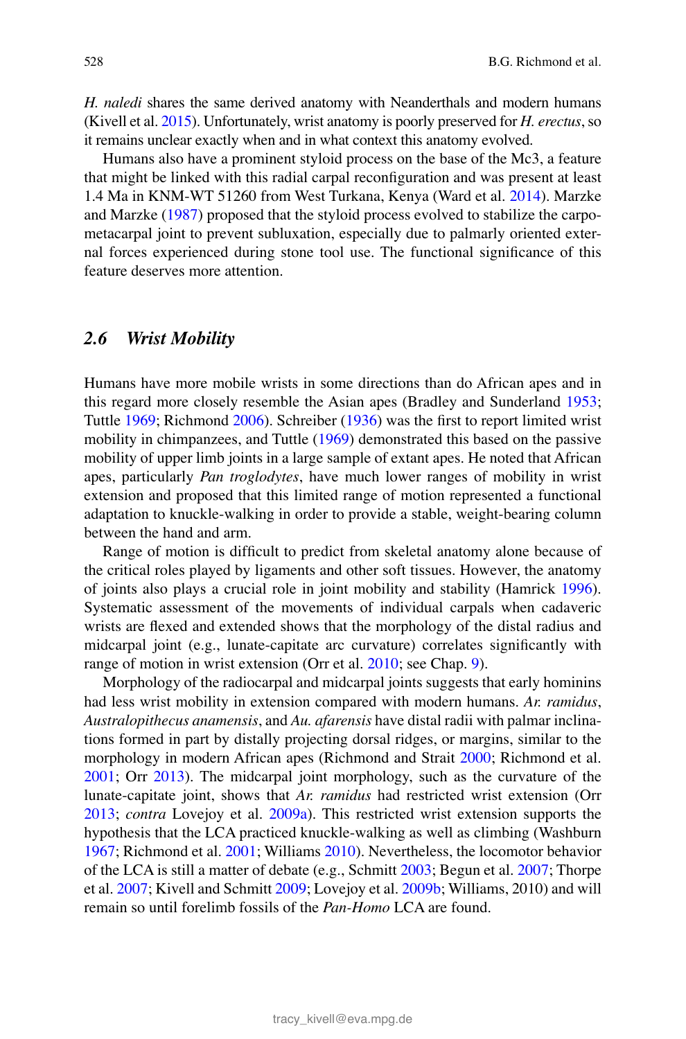*H. naledi* shares the same derived anatomy with Neanderthals and modern humans (Kivell et al. 2015). Unfortunately, wrist anatomy is poorly preserved for *H. erectus*, so it remains unclear exactly when and in what context this anatomy evolved.

Humans also have a prominent styloid process on the base of the Mc3, a feature that might be linked with this radial carpal reconfiguration and was present at least 1.4 Ma in KNM-WT 51260 from West Turkana, Kenya (Ward et al. 2014). Marzke and Marzke (1987) proposed that the styloid process evolved to stabilize the carpometacarpal joint to prevent subluxation, especially due to palmarly oriented external forces experienced during stone tool use. The functional significance of this feature deserves more attention.

### *2.6 Wrist Mobility*

Humans have more mobile wrists in some directions than do African apes and in this regard more closely resemble the Asian apes (Bradley and Sunderland 1953; Tuttle 1969; Richmond 2006). Schreiber (1936) was the first to report limited wrist mobility in chimpanzees, and Tuttle (1969) demonstrated this based on the passive mobility of upper limb joints in a large sample of extant apes. He noted that African apes, particularly *Pan troglodytes*, have much lower ranges of mobility in wrist extension and proposed that this limited range of motion represented a functional adaptation to knuckle-walking in order to provide a stable, weight-bearing column between the hand and arm.

Range of motion is difficult to predict from skeletal anatomy alone because of the critical roles played by ligaments and other soft tissues. However, the anatomy of joints also plays a crucial role in joint mobility and stability (Hamrick 1996). Systematic assessment of the movements of individual carpals when cadaveric wrists are flexed and extended shows that the morphology of the distal radius and midcarpal joint (e.g., lunate-capitate arc curvature) correlates significantly with range of motion in wrist extension (Orr et al. 2010; see Chap. 9).

Morphology of the radiocarpal and midcarpal joints suggests that early hominins had less wrist mobility in extension compared with modern humans. *Ar. ramidus*, *Australopithecus anamensis*, and *Au. afarensis* have distal radii with palmar inclinations formed in part by distally projecting dorsal ridges, or margins, similar to the morphology in modern African apes (Richmond and Strait 2000; Richmond et al. 2001; Orr 2013). The midcarpal joint morphology, such as the curvature of the lunate-capitate joint, shows that *Ar. ramidus* had restricted wrist extension (Orr 2013; *contra* Lovejoy et al. 2009a). This restricted wrist extension supports the hypothesis that the LCA practiced knuckle-walking as well as climbing (Washburn 1967; Richmond et al. 2001; Williams 2010). Nevertheless, the locomotor behavior of the LCA is still a matter of debate (e.g., Schmitt 2003; Begun et al. 2007; Thorpe et al. 2007; Kivell and Schmitt 2009; Lovejoy et al. 2009b; Williams, 2010) and will remain so until forelimb fossils of the *Pan-Homo* LCA are found.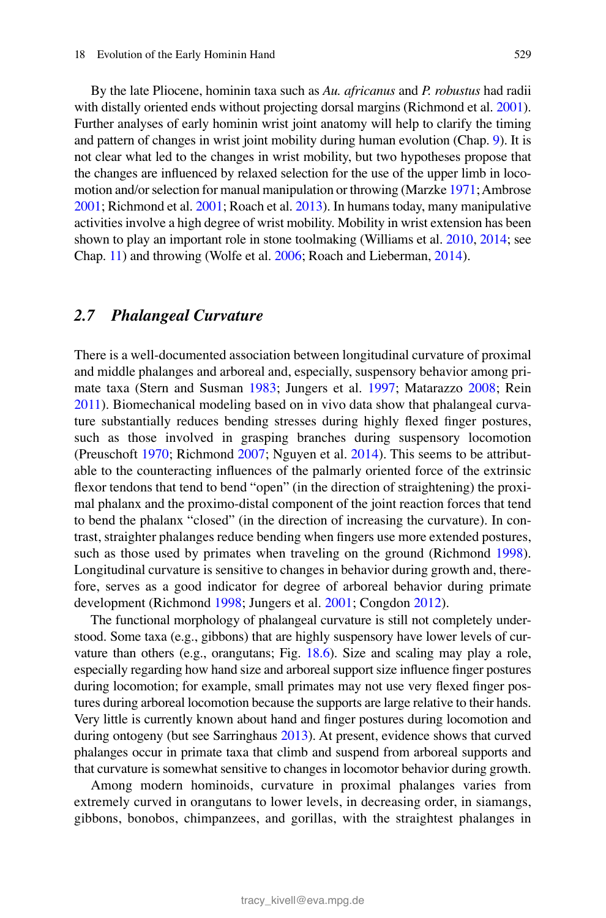By the late Pliocene, hominin taxa such as *Au. africanus* and *P. robustus* had radii with distally oriented ends without projecting dorsal margins (Richmond et al. 2001). Further analyses of early hominin wrist joint anatomy will help to clarify the timing and pattern of changes in wrist joint mobility during human evolution (Chap. 9). It is not clear what led to the changes in wrist mobility, but two hypotheses propose that the changes are influenced by relaxed selection for the use of the upper limb in locomotion and/or selection for manual manipulation or throwing (Marzke 1971; Ambrose 2001; Richmond et al. 2001; Roach et al. 2013). In humans today, many manipulative activities involve a high degree of wrist mobility. Mobility in wrist extension has been shown to play an important role in stone toolmaking (Williams et al. 2010, 2014; see Chap. 11) and throwing (Wolfe et al. 2006; Roach and Lieberman, 2014).

## 2.7 Phalangeal Curvature

There is a well-documented association between longitudinal curvature of proximal and middle phalanges and arboreal and, especially, suspensory behavior among primate taxa (Stern and Susman 1983; Jungers et al. 1997; Matarazzo 2008; Rein 2011). Biomechanical modeling based on in vivo data show that phalangeal curvature substantially reduces bending stresses during highly flexed finger postures, such as those involved in grasping branches during suspensory locomotion (Preuschoft 1970; Richmond 2007; Nguyen et al. 2014). This seems to be attributable to the counteracting influences of the palmarly oriented force of the extrinsic flexor tendons that tend to bend "open" (in the direction of straightening) the proximal phalanx and the proximo-distal component of the joint reaction forces that tend to bend the phalanx "closed" (in the direction of increasing the curvature). In contrast, straighter phalanges reduce bending when fingers use more extended postures, such as those used by primates when traveling on the ground (Richmond 1998). Longitudinal curvature is sensitive to changes in behavior during growth and, therefore, serves as a good indicator for degree of arboreal behavior during primate development (Richmond 1998; Jungers et al. 2001; Congdon 2012).

The functional morphology of phalangeal curvature is still not completely understood. Some taxa (e.g., gibbons) that are highly suspensory have lower levels of curvature than others (e.g., orangutans; Fig. 18.6). Size and scaling may play a role, especially regarding how hand size and arboreal support size influence finger postures during locomotion; for example, small primates may not use very flexed finger postures during arboreal locomotion because the supports are large relative to their hands. Very little is currently known about hand and finger postures during locomotion and during ontogeny (but see Sarringhaus 2013). At present, evidence shows that curved phalanges occur in primate taxa that climb and suspend from arboreal supports and that curvature is somewhat sensitive to changes in locomotor behavior during growth.

Among modern hominoids, curvature in proximal phalanges varies from extremely curved in orangutans to lower levels, in decreasing order, in siamangs, gibbons, bonobos, chimpanzees, and gorillas, with the straightest phalanges in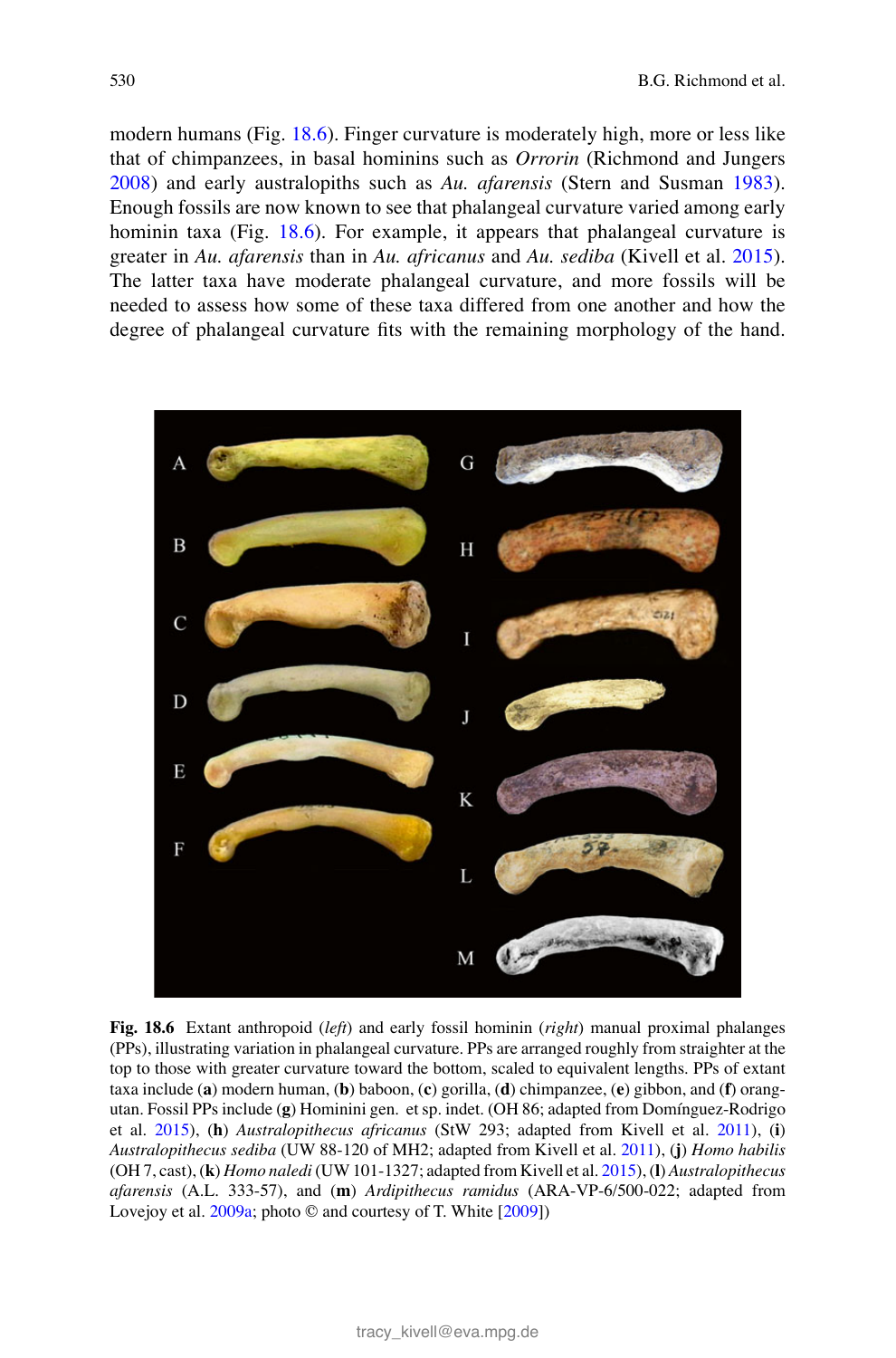modern humans (Fig. 18.6). Finger curvature is moderately high, more or less like that of chimpanzees, in basal hominins such as *Orrorin* (Richmond and Jungers 2008) and early australopiths such as *Au. afarensis* (Stern and Susman 1983). Enough fossils are now known to see that phalangeal curvature varied among early hominin taxa (Fig. 18.6). For example, it appears that phalangeal curvature is greater in *Au. afarensis* than in *Au. africanus* and *Au. sediba* (Kivell et al. 2015). The latter taxa have moderate phalangeal curvature, and more fossils will be needed to assess how some of these taxa differed from one another and how the degree of phalangeal curvature fits with the remaining morphology of the hand.

**Fig. 18.6** Extant anthropoid (*left*) and early fossil hominin (*right*) manual proximal phalanges (PPs), illustrating variation in phalangeal curvature. PPs are arranged roughly from straighter at the top to those with greater curvature toward the bottom, scaled to equivalent lengths. PPs of extant taxa include (**a**) modern human, (**b**) baboon, (**c**) gorilla, (**d**) chimpanzee, (**e**) gibbon, and (**f**) orangutan. Fossil PPs include (**g**) Hominini gen. et sp. indet. (OH 86; adapted from Domínguez-Rodrigo et al. 2015), (**h**) *Australopithecus africanus* (StW 293; adapted from Kivell et al. 2011), (**i**) *Australopithecus sediba* (UW 88-120 of MH2; adapted from Kivell et al. 2011), (**j**) *Homo habilis* (OH 7, cast), (**k**) *Homo naledi* (UW 101-1327; adapted from Kivell et al. 2015), (**l**) *Australopithecus afarensis* (A.L. 333-57), and (**m**) *Ardipithecus ramidus* (ARA-VP-6/500-022; adapted from Lovejoy et al. 2009a; photo © and courtesy of T. White [2009])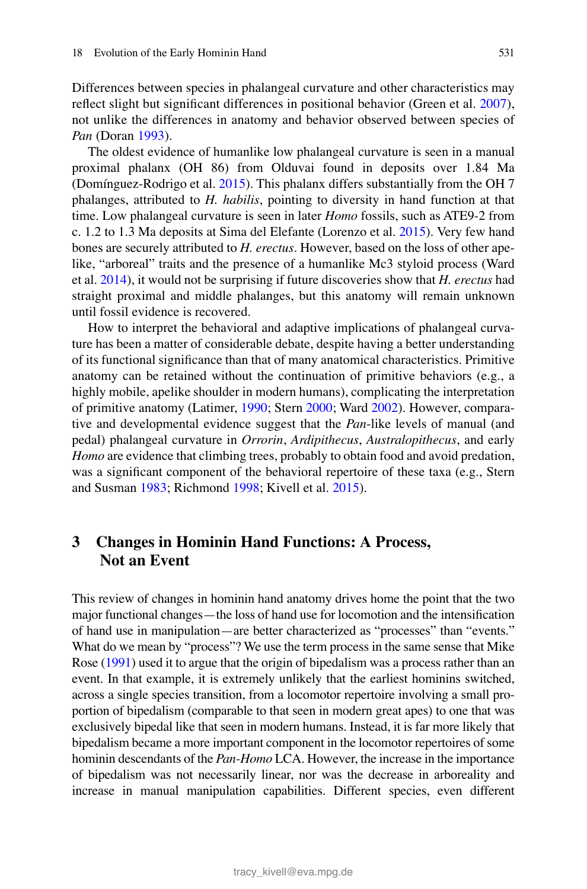Differences between species in phalangeal curvature and other characteristics may reflect slight but significant differences in positional behavior (Green et al. 2007), not unlike the differences in anatomy and behavior observed between species of *Pan* (Doran 1993).

The oldest evidence of humanlike low phalangeal curvature is seen in a manual proximal phalanx (OH 86) from Olduvai found in deposits over 1.84 Ma (Domínguez-Rodrigo et al. 2015). This phalanx differs substantially from the OH 7 phalanges, attributed to *H. habilis*, pointing to diversity in hand function at that time. Low phalangeal curvature is seen in later *Homo* fossils, such as ATE9-2 from c. 1.2 to 1.3 Ma deposits at Sima del Elefante (Lorenzo et al. 2015). Very few hand bones are securely attributed to *H. erectus*. However, based on the loss of other apelike, "arboreal" traits and the presence of a humanlike Mc3 styloid process (Ward et al. 2014), it would not be surprising if future discoveries show that *H. erectus* had straight proximal and middle phalanges, but this anatomy will remain unknown until fossil evidence is recovered.

How to interpret the behavioral and adaptive implications of phalangeal curvature has been a matter of considerable debate, despite having a better understanding of its functional significance than that of many anatomical characteristics. Primitive anatomy can be retained without the continuation of primitive behaviors (e.g., a highly mobile, apelike shoulder in modern humans), complicating the interpretation of primitive anatomy (Latimer, 1990; Stern 2000; Ward 2002). However, comparative and developmental evidence suggest that the *Pan*-like levels of manual (and pedal) phalangeal curvature in *Orrorin*, *Ardipithecus*, *Australopithecus*, and early *Homo* are evidence that climbing trees, probably to obtain food and avoid predation, was a significant component of the behavioral repertoire of these taxa (e.g., Stern and Susman 1983; Richmond 1998; Kivell et al. 2015).

## 3 Changes in Hominin Hand Functions: A Process, Not an Event

This review of changes in hominin hand anatomy drives home the point that the two major functional changes—the loss of hand use for locomotion and the intensification of hand use in manipulation—are better characterized as "processes" than "events." What do we mean by "process"? We use the term process in the same sense that Mike Rose (1991) used it to argue that the origin of bipedalism was a process rather than an event. In that example, it is extremely unlikely that the earliest hominins switched, across a single species transition, from a locomotor repertoire involving a small proportion of bipedalism (comparable to that seen in modern great apes) to one that was exclusively bipedal like that seen in modern humans. Instead, it is far more likely that bipedalism became a more important component in the locomotor repertoires of some hominin descendants of the *Pan-Homo* LCA. However, the increase in the importance of bipedalism was not necessarily linear, nor was the decrease in arboreality and increase in manual manipulation capabilities. Different species, even different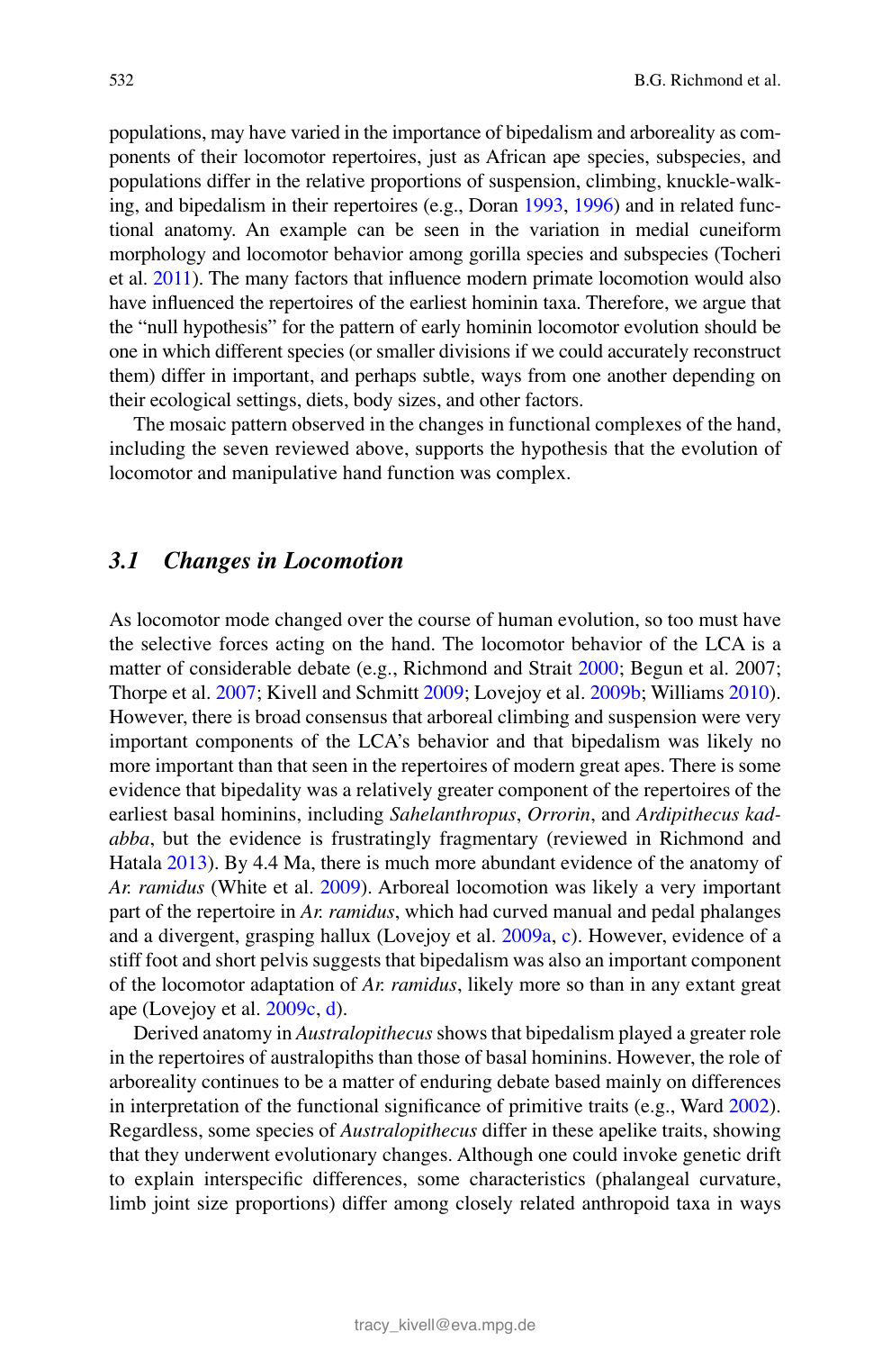populations, may have varied in the importance of bipedalism and arboreality as components of their locomotor repertoires, just as African ape species, subspecies, and populations differ in the relative proportions of suspension, climbing, knuckle-walking, and bipedalism in their repertoires (e.g., Doran 1993, 1996) and in related functional anatomy. An example can be seen in the variation in medial cuneiform morphology and locomotor behavior among gorilla species and subspecies (Tocheri et al. 2011). The many factors that influence modern primate locomotion would also have influenced the repertoires of the earliest hominin taxa. Therefore, we argue that the "null hypothesis" for the pattern of early hominin locomotor evolution should be one in which different species (or smaller divisions if we could accurately reconstruct them) differ in important, and perhaps subtle, ways from one another depending on their ecological settings, diets, body sizes, and other factors.

The mosaic pattern observed in the changes in functional complexes of the hand, including the seven reviewed above, supports the hypothesis that the evolution of locomotor and manipulative hand function was complex.

## *3.1 Changes in Locomotion*

As locomotor mode changed over the course of human evolution, so too must have the selective forces acting on the hand. The locomotor behavior of the LCA is a matter of considerable debate (e.g., Richmond and Strait 2000; Begun et al. 2007; Thorpe et al. 2007; Kivell and Schmitt 2009; Lovejoy et al. 2009b; Williams 2010). However, there is broad consensus that arboreal climbing and suspension were very important components of the LCA's behavior and that bipedalism was likely no more important than that seen in the repertoires of modern great apes. There is some evidence that bipedality was a relatively greater component of the repertoires of the earliest basal hominins, including *Sahelanthropus*, *Orrorin*, and *Ardipithecus kadabba*, but the evidence is frustratingly fragmentary (reviewed in Richmond and Hatala 2013). By 4.4 Ma, there is much more abundant evidence of the anatomy of *Ar. ramidus* (White et al. 2009). Arboreal locomotion was likely a very important part of the repertoire in *Ar. ramidus*, which had curved manual and pedal phalanges and a divergent, grasping hallux (Lovejoy et al. 2009a, c). However, evidence of a stiff foot and short pelvis suggests that bipedalism was also an important component of the locomotor adaptation of *Ar. ramidus*, likely more so than in any extant great ape (Lovejoy et al. 2009c, d).

Derived anatomy in *Australopithecus* shows that bipedalism played a greater role in the repertoires of australopiths than those of basal hominins. However, the role of arboreality continues to be a matter of enduring debate based mainly on differences in interpretation of the functional significance of primitive traits (e.g., Ward 2002). Regardless, some species of *Australopithecus* differ in these apelike traits, showing that they underwent evolutionary changes. Although one could invoke genetic drift to explain interspecific differences, some characteristics (phalangeal curvature, limb joint size proportions) differ among closely related anthropoid taxa in ways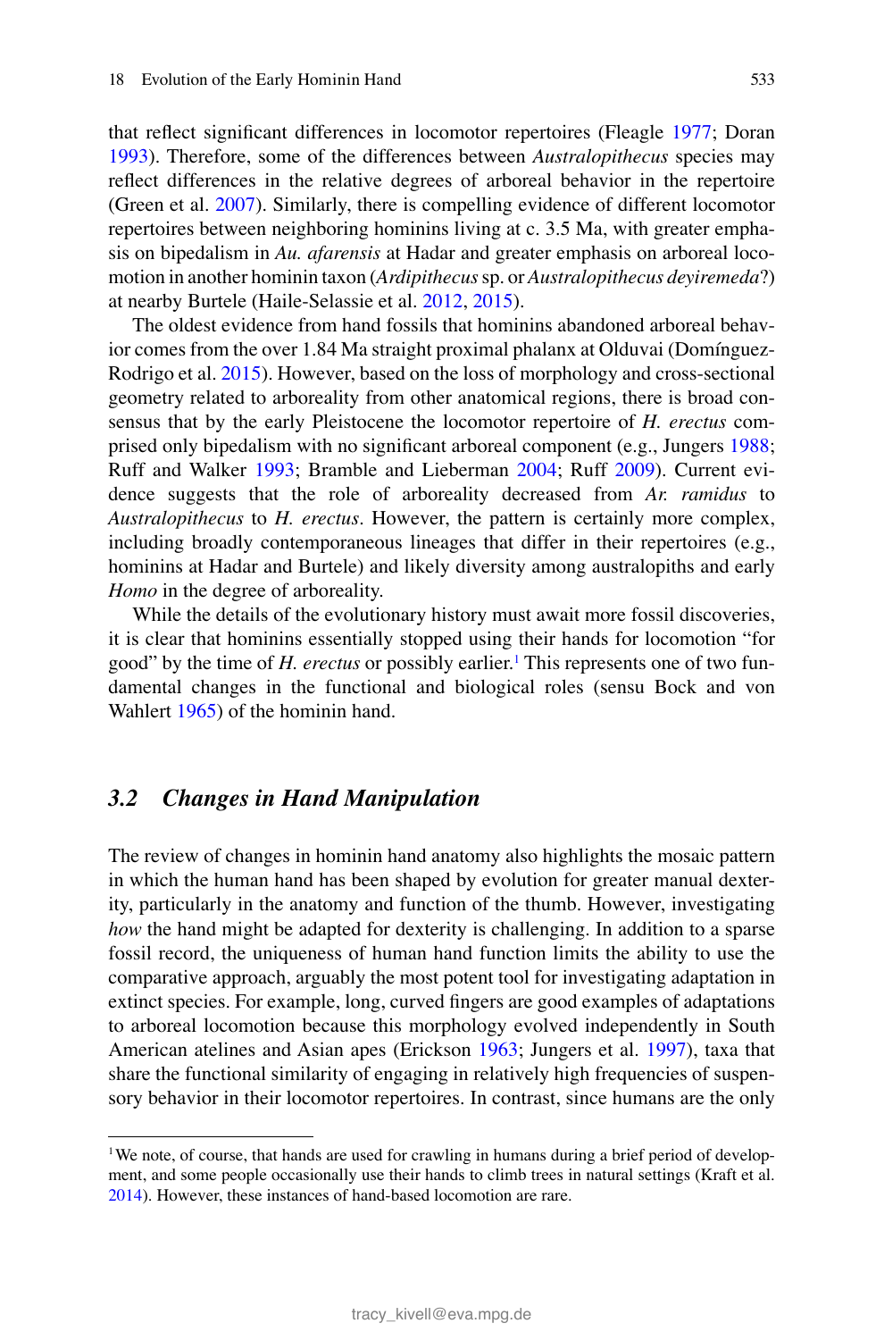that reflect significant differences in locomotor repertoires (Fleagle 1977; Doran 1993). Therefore, some of the differences between *Australopithecus* species may reflect differences in the relative degrees of arboreal behavior in the repertoire (Green et al. 2007). Similarly, there is compelling evidence of different locomotor repertoires between neighboring hominins living at c. 3.5 Ma, with greater emphasis on bipedalism in *Au. afarensis* at Hadar and greater emphasis on arboreal locomotion in another hominin taxon (*Ardipithecus* sp. or *Australopithecus deyiremeda*?) at nearby Burtele (Haile-Selassie et al. 2012, 2015).

The oldest evidence from hand fossils that hominins abandoned arboreal behavior comes from the over 1.84 Ma straight proximal phalanx at Olduvai (Domínguez-Rodrigo et al. 2015). However, based on the loss of morphology and cross-sectional geometry related to arboreality from other anatomical regions, there is broad consensus that by the early Pleistocene the locomotor repertoire of *H. erectus* comprised only bipedalism with no significant arboreal component (e.g., Jungers 1988; Ruff and Walker 1993; Bramble and Lieberman 2004; Ruff 2009). Current evidence suggests that the role of arboreality decreased from *Ar. ramidus* to *Australopithecus* to *H. erectus*. However, the pattern is certainly more complex, including broadly contemporaneous lineages that differ in their repertoires (e.g., hominins at Hadar and Burtele) and likely diversity among australopiths and early *Homo* in the degree of arboreality.

While the details of the evolutionary history must await more fossil discoveries, it is clear that hominins essentially stopped using their hands for locomotion "for good" by the time of *H. erectus* or possibly earlier.[1] This represents one of two fundamental changes in the functional and biological roles (sensu Bock and von Wahlert 1965) of the hominin hand.

### 3.2 Changes in Hand Manipulation

The review of changes in hominin hand anatomy also highlights the mosaic pattern in which the human hand has been shaped by evolution for greater manual dexterity, particularly in the anatomy and function of the thumb. However, investigating *how* the hand might be adapted for dexterity is challenging. In addition to a sparse fossil record, the uniqueness of human hand function limits the ability to use the comparative approach, arguably the most potent tool for investigating adaptation in extinct species. For example, long, curved fingers are good examples of adaptations to arboreal locomotion because this morphology evolved independently in South American atelines and Asian apes (Erickson 1963; Jungers et al. 1997), taxa that share the functional similarity of engaging in relatively high frequencies of suspensory behavior in their locomotor repertoires. In contrast, since humans are the only

[1] We note, of course, that hands are used for crawling in humans during a brief period of development, and some people occasionally use their hands to climb trees in natural settings (Kraft et al. 2014). However, these instances of hand-based locomotion are rare.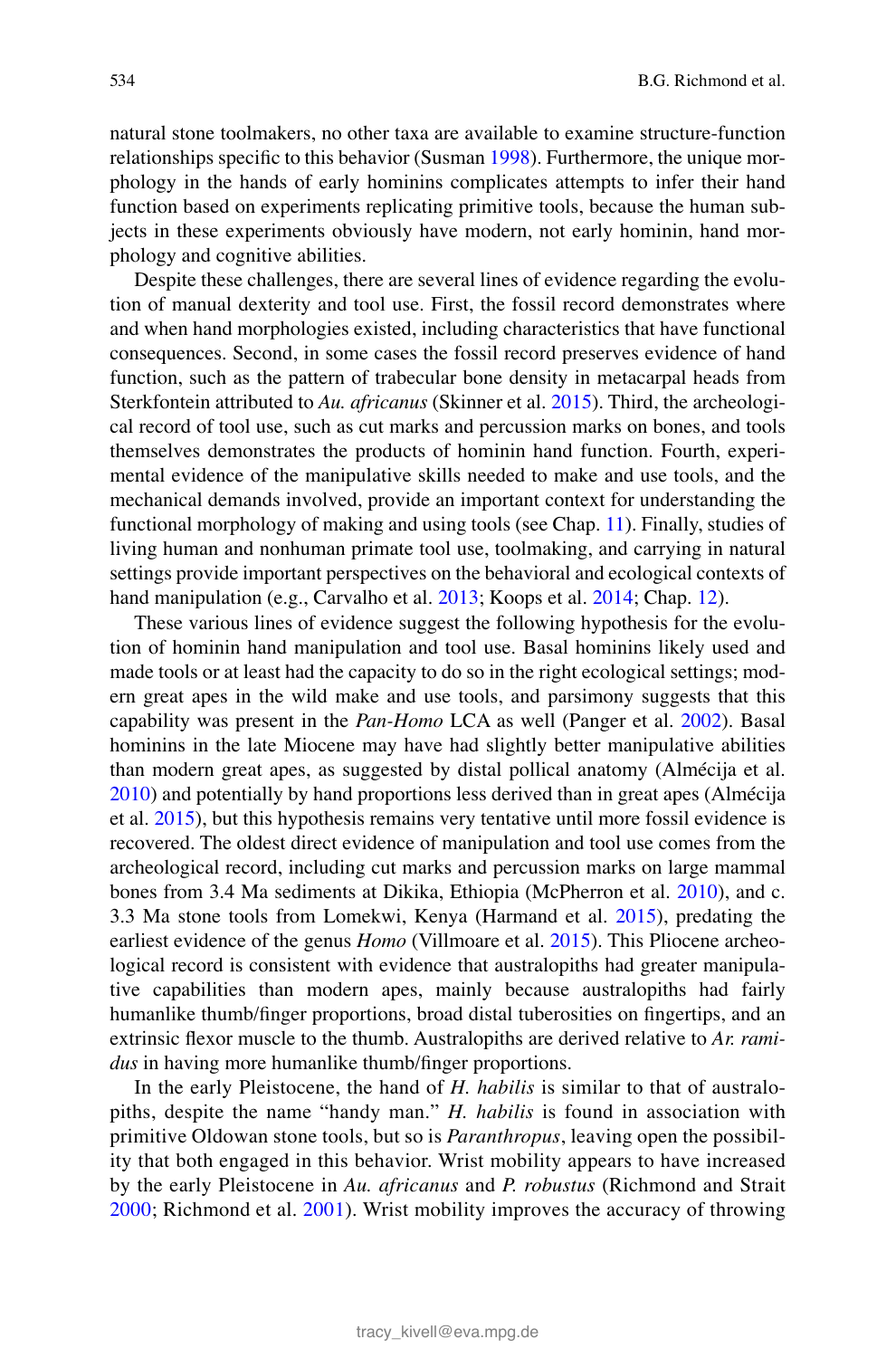natural stone toolmakers, no other taxa are available to examine structure-function relationships specific to this behavior (Susman 1998). Furthermore, the unique morphology in the hands of early hominins complicates attempts to infer their hand function based on experiments replicating primitive tools, because the human subjects in these experiments obviously have modern, not early hominin, hand morphology and cognitive abilities.

Despite these challenges, there are several lines of evidence regarding the evolution of manual dexterity and tool use. First, the fossil record demonstrates where and when hand morphologies existed, including characteristics that have functional consequences. Second, in some cases the fossil record preserves evidence of hand function, such as the pattern of trabecular bone density in metacarpal heads from Sterkfontein attributed to *Au. africanus* (Skinner et al. 2015). Third, the archeological record of tool use, such as cut marks and percussion marks on bones, and tools themselves demonstrates the products of hominin hand function. Fourth, experimental evidence of the manipulative skills needed to make and use tools, and the mechanical demands involved, provide an important context for understanding the functional morphology of making and using tools (see Chap. 11). Finally, studies of living human and nonhuman primate tool use, toolmaking, and carrying in natural settings provide important perspectives on the behavioral and ecological contexts of hand manipulation (e.g., Carvalho et al. 2013; Koops et al. 2014; Chap. 12).

These various lines of evidence suggest the following hypothesis for the evolution of hominin hand manipulation and tool use. Basal hominins likely used and made tools or at least had the capacity to do so in the right ecological settings; modern great apes in the wild make and use tools, and parsimony suggests that this capability was present in the *Pan-Homo* LCA as well (Panger et al. 2002). Basal hominins in the late Miocene may have had slightly better manipulative abilities than modern great apes, as suggested by distal pollical anatomy (Almécija et al. 2010) and potentially by hand proportions less derived than in great apes (Almécija et al. 2015), but this hypothesis remains very tentative until more fossil evidence is recovered. The oldest direct evidence of manipulation and tool use comes from the archeological record, including cut marks and percussion marks on large mammal bones from 3.4 Ma sediments at Dikika, Ethiopia (McPherron et al. 2010), and c. 3.3 Ma stone tools from Lomekwi, Kenya (Harmand et al. 2015), predating the earliest evidence of the genus *Homo* (Villmoare et al. 2015). This Pliocene archeological record is consistent with evidence that australopiths had greater manipulative capabilities than modern apes, mainly because australopiths had fairly humanlike thumb/finger proportions, broad distal tuberosities on fingertips, and an extrinsic flexor muscle to the thumb. Australopiths are derived relative to *Ar. ramidus* in having more humanlike thumb/finger proportions.

In the early Pleistocene, the hand of *H. habilis* is similar to that of australopiths, despite the name "handy man." *H. habilis* is found in association with primitive Oldowan stone tools, but so is *Paranthropus*, leaving open the possibility that both engaged in this behavior. Wrist mobility appears to have increased by the early Pleistocene in *Au. africanus* and *P. robustus* (Richmond and Strait 2000; Richmond et al. 2001). Wrist mobility improves the accuracy of throwing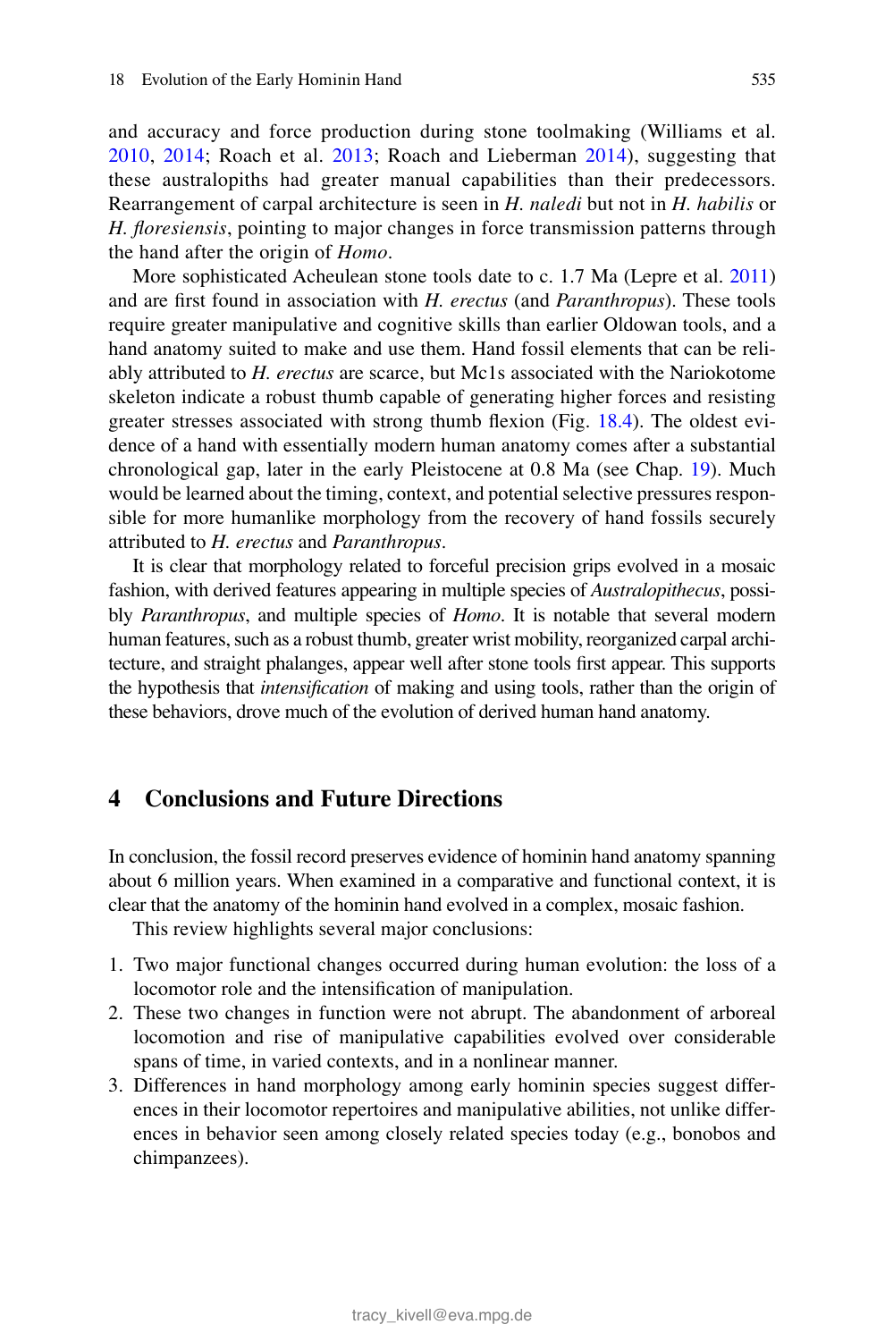and accuracy and force production during stone toolmaking (Williams et al. 2010, 2014; Roach et al. 2013; Roach and Lieberman 2014), suggesting that these australopiths had greater manual capabilities than their predecessors. Rearrangement of carpal architecture is seen in *H. naledi* but not in *H. habilis* or *H. floresiensis*, pointing to major changes in force transmission patterns through the hand after the origin of *Homo*.

More sophisticated Acheulean stone tools date to c. 1.7 Ma (Lepre et al. 2011) and are first found in association with *H. erectus* (and *Paranthropus*). These tools require greater manipulative and cognitive skills than earlier Oldowan tools, and a hand anatomy suited to make and use them. Hand fossil elements that can be reliably attributed to *H. erectus* are scarce, but Mc1s associated with the Nariokotome skeleton indicate a robust thumb capable of generating higher forces and resisting greater stresses associated with strong thumb flexion (Fig. 18.4). The oldest evidence of a hand with essentially modern human anatomy comes after a substantial chronological gap, later in the early Pleistocene at 0.8 Ma (see Chap. 19). Much would be learned about the timing, context, and potential selective pressures responsible for more humanlike morphology from the recovery of hand fossils securely attributed to *H. erectus* and *Paranthropus*.

It is clear that morphology related to forceful precision grips evolved in a mosaic fashion, with derived features appearing in multiple species of *Australopithecus*, possibly *Paranthropus*, and multiple species of *Homo*. It is notable that several modern human features, such as a robust thumb, greater wrist mobility, reorganized carpal architecture, and straight phalanges, appear well after stone tools first appear. This supports the hypothesis that *intensification* of making and using tools, rather than the origin of these behaviors, drove much of the evolution of derived human hand anatomy.

## 4 Conclusions and Future Directions

In conclusion, the fossil record preserves evidence of hominin hand anatomy spanning about 6 million years. When examined in a comparative and functional context, it is clear that the anatomy of the hominin hand evolved in a complex, mosaic fashion.

This review highlights several major conclusions:

1. Two major functional changes occurred during human evolution: the loss of a locomotor role and the intensification of manipulation.
2. These two changes in function were not abrupt. The abandonment of arboreal locomotion and rise of manipulative capabilities evolved over considerable spans of time, in varied contexts, and in a nonlinear manner.
3. Differences in hand morphology among early hominin species suggest differences in their locomotor repertoires and manipulative abilities, not unlike differences in behavior seen among closely related species today (e.g., bonobos and chimpanzees).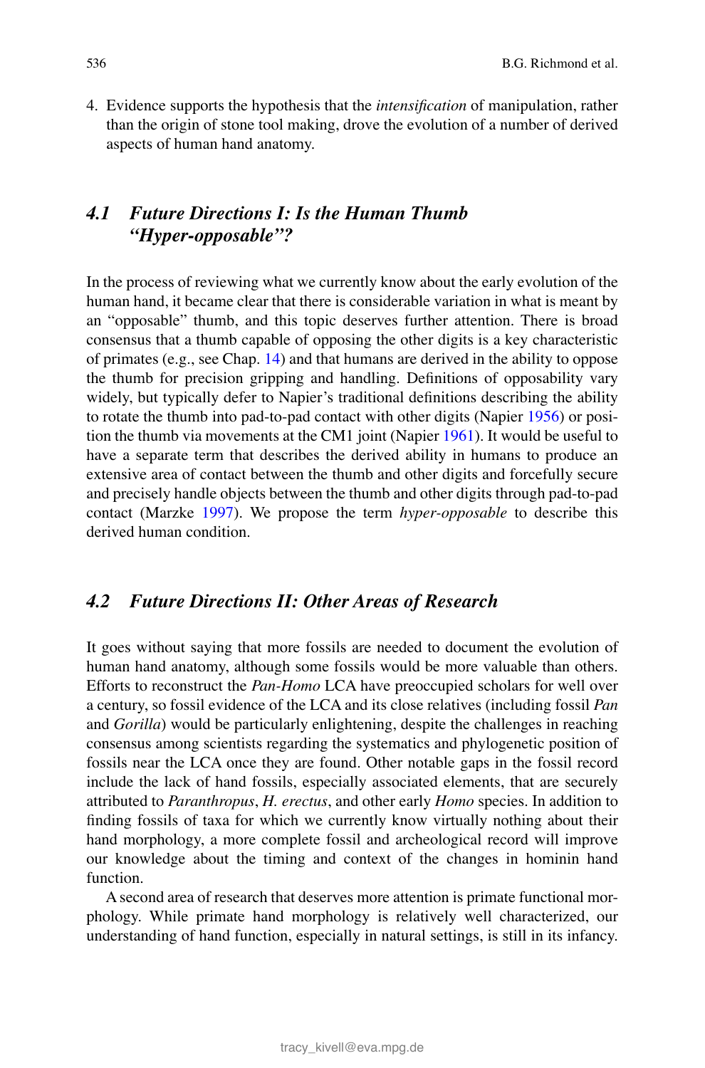4. Evidence supports the hypothesis that the *intensification* of manipulation, rather than the origin of stone tool making, drove the evolution of a number of derived aspects of human hand anatomy.

## 4.1 Future Directions I: Is the Human Thumb "Hyper-opposable"?

In the process of reviewing what we currently know about the early evolution of the human hand, it became clear that there is considerable variation in what is meant by an "opposable" thumb, and this topic deserves further attention. There is broad consensus that a thumb capable of opposing the other digits is a key characteristic of primates (e.g., see Chap. 14) and that humans are derived in the ability to oppose the thumb for precision gripping and handling. Definitions of opposability vary widely, but typically defer to Napier's traditional definitions describing the ability to rotate the thumb into pad-to-pad contact with other digits (Napier 1956) or position the thumb via movements at the CM1 joint (Napier 1961). It would be useful to have a separate term that describes the derived ability in humans to produce an extensive area of contact between the thumb and other digits and forcefully secure and precisely handle objects between the thumb and other digits through pad-to-pad contact (Marzke 1997). We propose the term *hyper-opposable* to describe this derived human condition.

## 4.2 Future Directions II: Other Areas of Research

It goes without saying that more fossils are needed to document the evolution of human hand anatomy, although some fossils would be more valuable than others. Efforts to reconstruct the *Pan-Homo* LCA have preoccupied scholars for well over a century, so fossil evidence of the LCA and its close relatives (including fossil *Pan* and *Gorilla*) would be particularly enlightening, despite the challenges in reaching consensus among scientists regarding the systematics and phylogenetic position of fossils near the LCA once they are found. Other notable gaps in the fossil record include the lack of hand fossils, especially associated elements, that are securely attributed to *Paranthropus*, *H. erectus*, and other early *Homo* species. In addition to finding fossils of taxa for which we currently know virtually nothing about their hand morphology, a more complete fossil and archeological record will improve our knowledge about the timing and context of the changes in hominin hand function.

A second area of research that deserves more attention is primate functional morphology. While primate hand morphology is relatively well characterized, our understanding of hand function, especially in natural settings, is still in its infancy.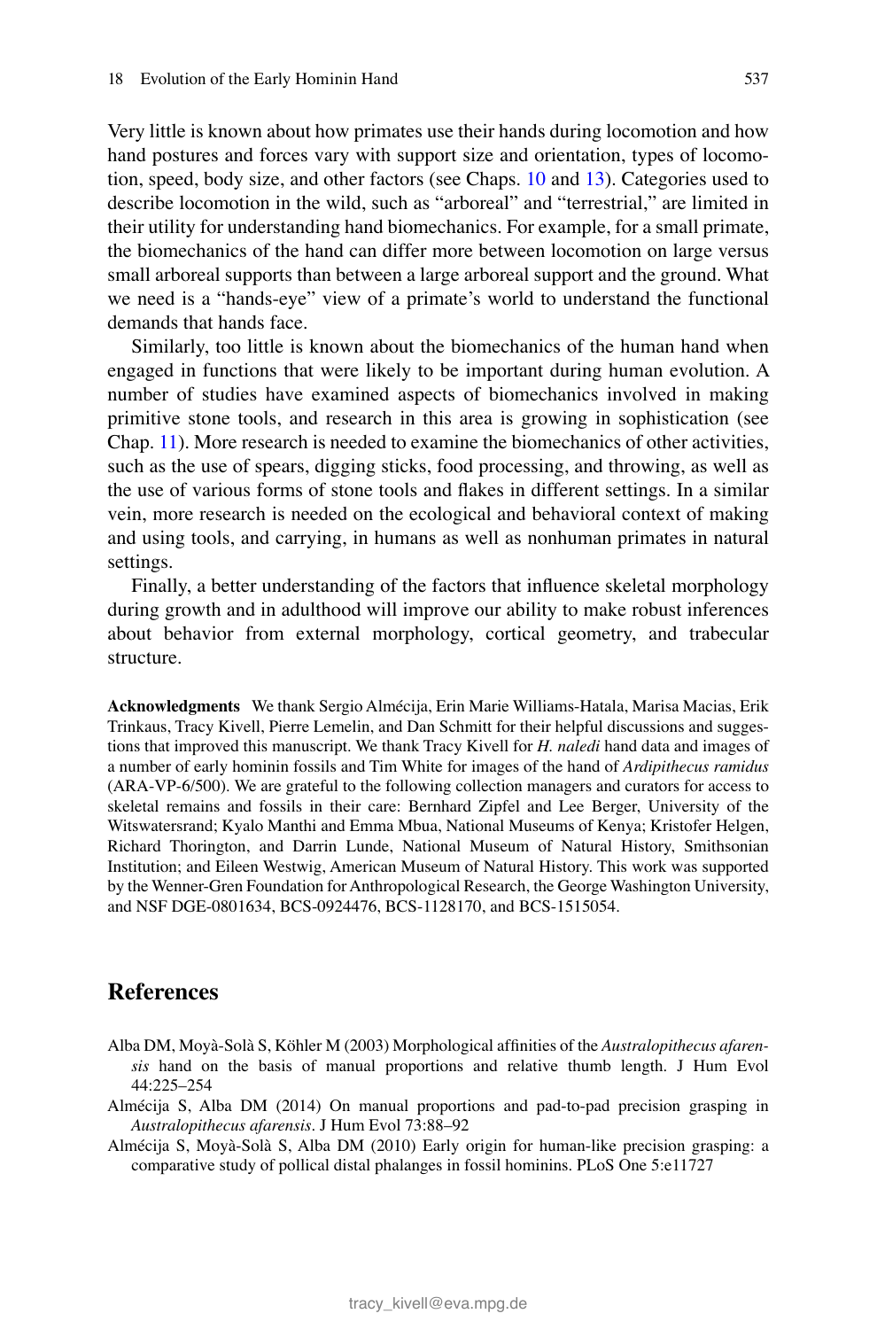Very little is known about how primates use their hands during locomotion and how hand postures and forces vary with support size and orientation, types of locomotion, speed, body size, and other factors (see Chaps. 10 and 13). Categories used to describe locomotion in the wild, such as "arboreal" and "terrestrial," are limited in their utility for understanding hand biomechanics. For example, for a small primate, the biomechanics of the hand can differ more between locomotion on large versus small arboreal supports than between a large arboreal support and the ground. What we need is a "hands-eye" view of a primate's world to understand the functional demands that hands face.

Similarly, too little is known about the biomechanics of the human hand when engaged in functions that were likely to be important during human evolution. A number of studies have examined aspects of biomechanics involved in making primitive stone tools, and research in this area is growing in sophistication (see Chap. 11). More research is needed to examine the biomechanics of other activities, such as the use of spears, digging sticks, food processing, and throwing, as well as the use of various forms of stone tools and flakes in different settings. In a similar vein, more research is needed on the ecological and behavioral context of making and using tools, and carrying, in humans as well as nonhuman primates in natural settings.

Finally, a better understanding of the factors that influence skeletal morphology during growth and in adulthood will improve our ability to make robust inferences about behavior from external morphology, cortical geometry, and trabecular structure.

**Acknowledgments** We thank Sergio Almécija, Erin Marie Williams-Hatala, Marisa Macias, Erik Trinkaus, Tracy Kivell, Pierre Lemelin, and Dan Schmitt for their helpful discussions and suggestions that improved this manuscript. We thank Tracy Kivell for *H. naledi* hand data and images of a number of early hominin fossils and Tim White for images of the hand of *Ardipithecus ramidus* (ARA-VP-6/500). We are grateful to the following collection managers and curators for access to skeletal remains and fossils in their care: Bernhard Zipfel and Lee Berger, University of the Witswatersrand; Kyalo Manthi and Emma Mbua, National Museums of Kenya; Kristofer Helgen, Richard Thorington, and Darrin Lunde, National Museum of Natural History, Smithsonian Institution; and Eileen Westwig, American Museum of Natural History. This work was supported by the Wenner-Gren Foundation for Anthropological Research, the George Washington University, and NSF DGE-0801634, BCS-0924476, BCS-1128170, and BCS-1515054.

## References

Alba DM, Moyà-Solà S, Köhler M (2003) Morphological affinities of the *Australopithecus afarensis* hand on the basis of manual proportions and relative thumb length. J Hum Evol 44:225–254

Almécija S, Alba DM (2014) On manual proportions and pad-to-pad precision grasping in *Australopithecus afarensis*. J Hum Evol 73:88–92

Almécija S, Moyà-Solà S, Alba DM (2010) Early origin for human-like precision grasping: a comparative study of pollical distal phalanges in fossil hominins. PLoS One 5:e11727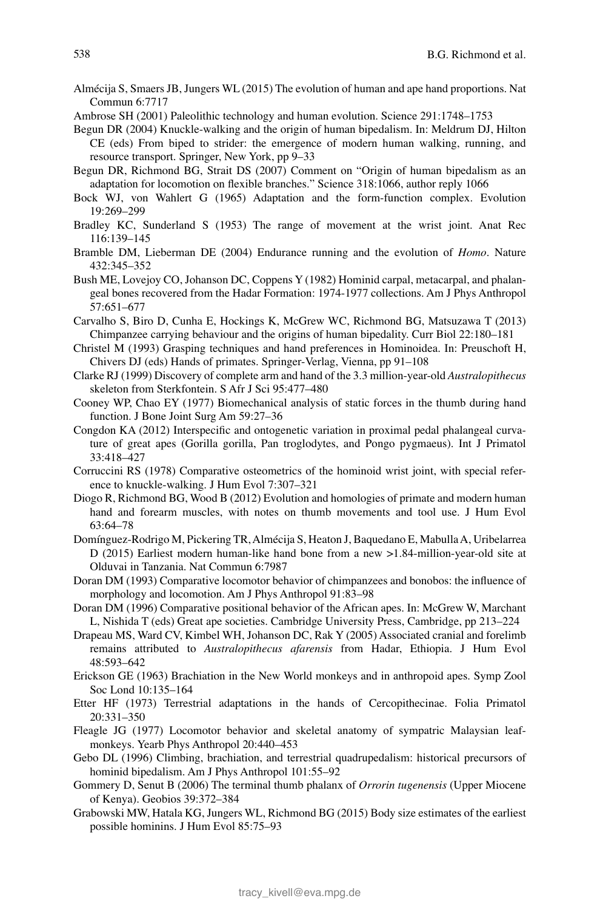Almécija S, Smaers JB, Jungers WL (2015) The evolution of human and ape hand proportions. Nat Commun 6:7717

Ambrose SH (2001) Paleolithic technology and human evolution. Science 291:1748–1753

Begun DR (2004) Knuckle-walking and the origin of human bipedalism. In: Meldrum DJ, Hilton CE (eds) From biped to strider: the emergence of modern human walking, running, and resource transport. Springer, New York, pp 9–33

Begun DR, Richmond BG, Strait DS (2007) Comment on "Origin of human bipedalism as an adaptation for locomotion on flexible branches." Science 318:1066, author reply 1066

Bock WJ, von Wahlert G (1965) Adaptation and the form-function complex. Evolution 19:269–299

Bradley KC, Sunderland S (1953) The range of movement at the wrist joint. Anat Rec 116:139–145

Bramble DM, Lieberman DE (2004) Endurance running and the evolution of *Homo*. Nature 432:345–352

Bush ME, Lovejoy CO, Johanson DC, Coppens Y (1982) Hominid carpal, metacarpal, and phalangeal bones recovered from the Hadar Formation: 1974-1977 collections. Am J Phys Anthropol 57:651–677

Carvalho S, Biro D, Cunha E, Hockings K, McGrew WC, Richmond BG, Matsuzawa T (2013) Chimpanzee carrying behaviour and the origins of human bipedality. Curr Biol 22:180–181

Christel M (1993) Grasping techniques and hand preferences in Hominoidea. In: Preuschoft H, Chivers DJ (eds) Hands of primates. Springer-Verlag, Vienna, pp 91–108

Clarke RJ (1999) Discovery of complete arm and hand of the 3.3 million-year-old *Australopithecus* skeleton from Sterkfontein. S Afr J Sci 95:477–480

Cooney WP, Chao EY (1977) Biomechanical analysis of static forces in the thumb during hand function. J Bone Joint Surg Am 59:27–36

Congdon KA (2012) Interspecific and ontogenetic variation in proximal pedal phalangeal curvature of great apes (Gorilla gorilla, Pan troglodytes, and Pongo pygmaeus). Int J Primatol 33:418–427

Corruccini RS (1978) Comparative osteometrics of the hominoid wrist joint, with special reference to knuckle-walking. J Hum Evol 7:307–321

Diogo R, Richmond BG, Wood B (2012) Evolution and homologies of primate and modern human hand and forearm muscles, with notes on thumb movements and tool use. J Hum Evol 63:64–78

Domínguez-Rodrigo M, Pickering TR, Almécija S, Heaton J, Baquedano E, Mabulla A, Uribelarrea D (2015) Earliest modern human-like hand bone from a new >1.84-million-year-old site at Olduvai in Tanzania. Nat Commun 6:7987

Doran DM (1993) Comparative locomotor behavior of chimpanzees and bonobos: the influence of morphology and locomotion. Am J Phys Anthropol 91:83–98

Doran DM (1996) Comparative positional behavior of the African apes. In: McGrew W, Marchant L, Nishida T (eds) Great ape societies. Cambridge University Press, Cambridge, pp 213–224

Drapeau MS, Ward CV, Kimbel WH, Johanson DC, Rak Y (2005) Associated cranial and forelimb remains attributed to *Australopithecus afarensis* from Hadar, Ethiopia. J Hum Evol 48:593–642

Erickson GE (1963) Brachiation in the New World monkeys and in anthropoid apes. Symp Zool Soc Lond 10:135–164

Etter HF (1973) Terrestrial adaptations in the hands of Cercopithecinae. Folia Primatol 20:331–350

Fleagle JG (1977) Locomotor behavior and skeletal anatomy of sympatric Malaysian leaf-monkeys. Yearb Phys Anthropol 20:440–453

Gebo DL (1996) Climbing, brachiation, and terrestrial quadrupedalism: historical precursors of hominid bipedalism. Am J Phys Anthropol 101:55–92

Gommery D, Senut B (2006) The terminal thumb phalanx of *Orrorin tugenensis* (Upper Miocene of Kenya). Geobios 39:372–384

Grabowski MW, Hatala KG, Jungers WL, Richmond BG (2015) Body size estimates of the earliest possible hominins. J Hum Evol 85:75–93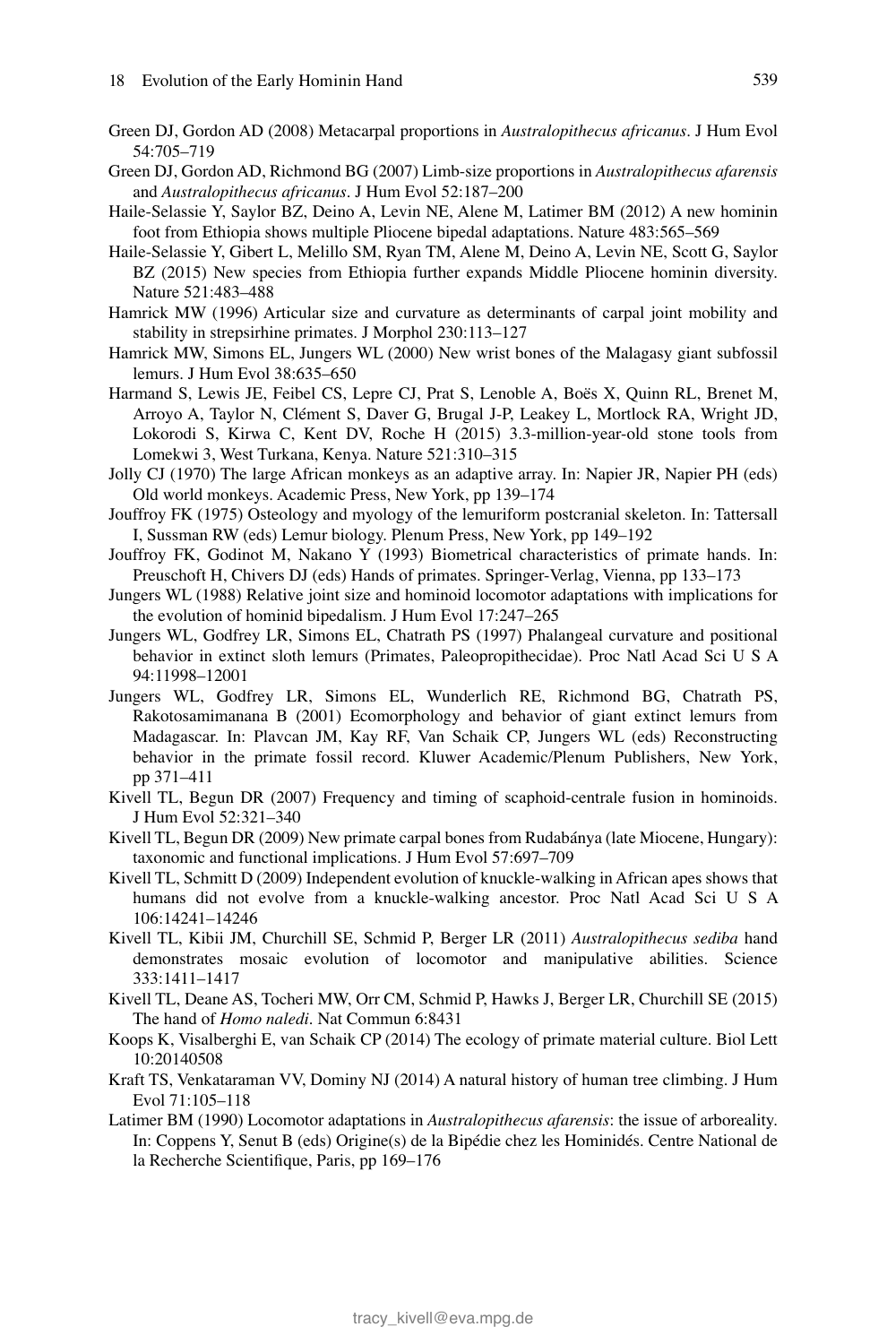Green DJ, Gordon AD (2008) Metacarpal proportions in *Australopithecus africanus*. J Hum Evol 54:705–719

Green DJ, Gordon AD, Richmond BG (2007) Limb-size proportions in *Australopithecus afarensis* and *Australopithecus africanus*. J Hum Evol 52:187–200

Haile-Selassie Y, Saylor BZ, Deino A, Levin NE, Alene M, Latimer BM (2012) A new hominin foot from Ethiopia shows multiple Pliocene bipedal adaptations. Nature 483:565–569

Haile-Selassie Y, Gibert L, Melillo SM, Ryan TM, Alene M, Deino A, Levin NE, Scott G, Saylor BZ (2015) New species from Ethiopia further expands Middle Pliocene hominin diversity. Nature 521:483–488

Hamrick MW (1996) Articular size and curvature as determinants of carpal joint mobility and stability in strepsirhine primates. J Morphol 230:113–127

Hamrick MW, Simons EL, Jungers WL (2000) New wrist bones of the Malagasy giant subfossil lemurs. J Hum Evol 38:635–650

Harmand S, Lewis JE, Feibel CS, Lepre CJ, Prat S, Lenoble A, Boës X, Quinn RL, Brenet M, Arroyo A, Taylor N, Clément S, Daver G, Brugal J-P, Leakey L, Mortlock RA, Wright JD, Lokorodi S, Kirwa C, Kent DV, Roche H (2015) 3.3-million-year-old stone tools from Lomekwi 3, West Turkana, Kenya. Nature 521:310–315

Jolly CJ (1970) The large African monkeys as an adaptive array. In: Napier JR, Napier PH (eds) Old world monkeys. Academic Press, New York, pp 139–174

Jouffroy FK (1975) Osteology and myology of the lemuriform postcranial skeleton. In: Tattersall I, Sussman RW (eds) Lemur biology. Plenum Press, New York, pp 149–192

Jouffroy FK, Godinot M, Nakano Y (1993) Biometrical characteristics of primate hands. In: Preuschoft H, Chivers DJ (eds) Hands of primates. Springer-Verlag, Vienna, pp 133–173

Jungers WL (1988) Relative joint size and hominoid locomotor adaptations with implications for the evolution of hominid bipedalism. J Hum Evol 17:247–265

Jungers WL, Godfrey LR, Simons EL, Chatrath PS (1997) Phalangeal curvature and positional behavior in extinct sloth lemurs (Primates, Paleopropithecidae). Proc Natl Acad Sci U S A 94:11998–12001

Jungers WL, Godfrey LR, Simons EL, Wunderlich RE, Richmond BG, Chatrath PS, Rakotosamimanana B (2001) Ecomorphology and behavior of giant extinct lemurs from Madagascar. In: Plavcan JM, Kay RF, Van Schaik CP, Jungers WL (eds) Reconstructing behavior in the primate fossil record. Kluwer Academic/Plenum Publishers, New York, pp 371–411

Kivell TL, Begun DR (2007) Frequency and timing of scaphoid-centrale fusion in hominoids. J Hum Evol 52:321–340

Kivell TL, Begun DR (2009) New primate carpal bones from Rudabánya (late Miocene, Hungary): taxonomic and functional implications. J Hum Evol 57:697–709

Kivell TL, Schmitt D (2009) Independent evolution of knuckle-walking in African apes shows that humans did not evolve from a knuckle-walking ancestor. Proc Natl Acad Sci U S A 106:14241–14246

Kivell TL, Kibii JM, Churchill SE, Schmid P, Berger LR (2011) *Australopithecus sediba* hand demonstrates mosaic evolution of locomotor and manipulative abilities. Science 333:1411–1417

Kivell TL, Deane AS, Tocheri MW, Orr CM, Schmid P, Hawks J, Berger LR, Churchill SE (2015) The hand of *Homo naledi*. Nat Commun 6:8431

Koops K, Visalberghi E, van Schaik CP (2014) The ecology of primate material culture. Biol Lett 10:20140508

Kraft TS, Venkataraman VV, Dominy NJ (2014) A natural history of human tree climbing. J Hum Evol 71:105–118

Latimer BM (1990) Locomotor adaptations in *Australopithecus afarensis*: the issue of arboreality. In: Coppens Y, Senut B (eds) Origine(s) de la Bipédie chez les Hominidés. Centre National de la Recherche Scientifique, Paris, pp 169–176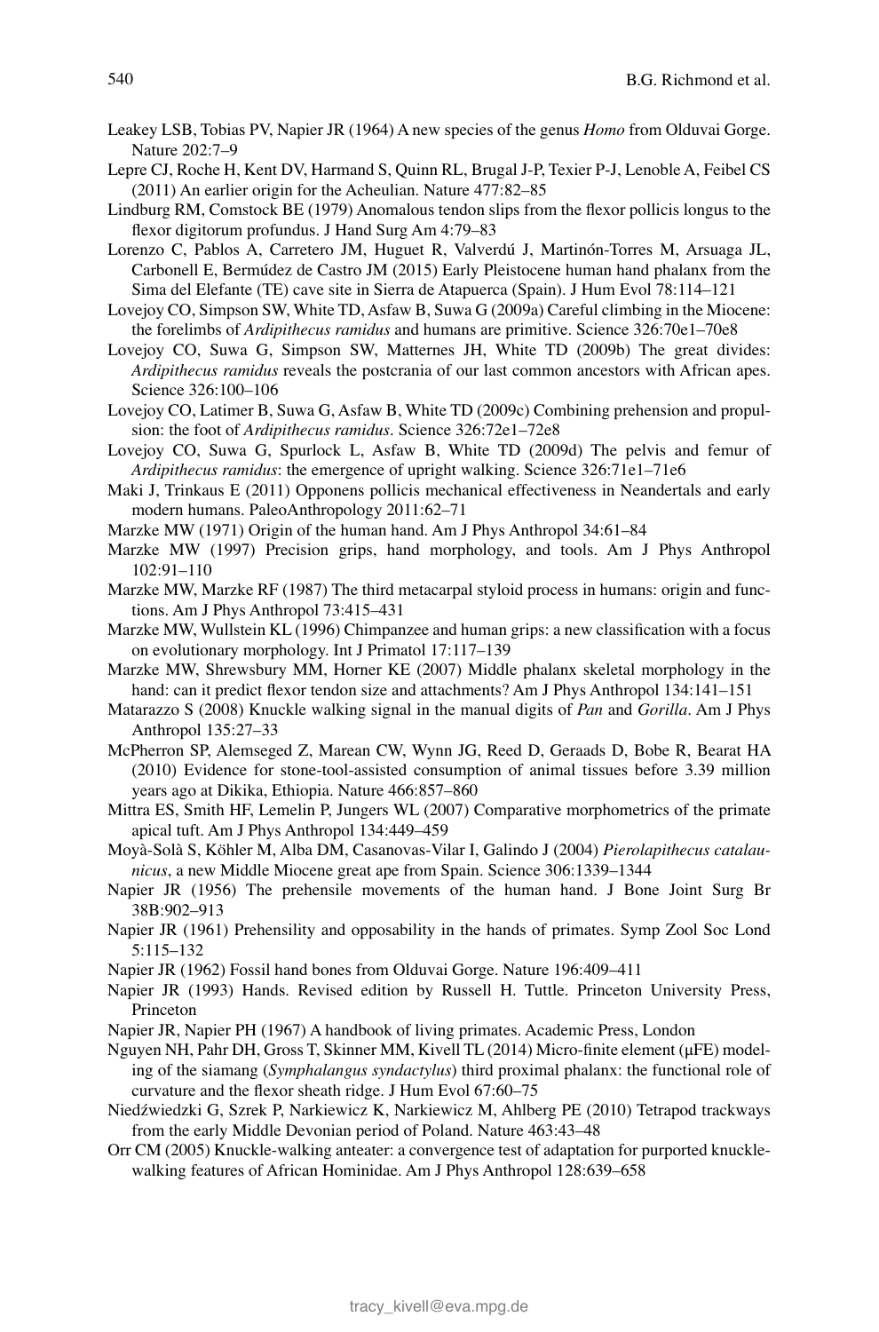Leakey LSB, Tobias PV, Napier JR (1964) A new species of the genus *Homo* from Olduvai Gorge. Nature 202:7–9

Lepre CJ, Roche H, Kent DV, Harmand S, Quinn RL, Brugal J-P, Texier P-J, Lenoble A, Feibel CS (2011) An earlier origin for the Acheulian. Nature 477:82–85

Lindburg RM, Comstock BE (1979) Anomalous tendon slips from the flexor pollicis longus to the flexor digitorum profundus. J Hand Surg Am 4:79–83

Lorenzo C, Pablos A, Carretero JM, Huguet R, Valverdú J, Martinón-Torres M, Arsuaga JL, Carbonell E, Bermúdez de Castro JM (2015) Early Pleistocene human hand phalanx from the Sima del Elefante (TE) cave site in Sierra de Atapuerca (Spain). J Hum Evol 78:114–121

Lovejoy CO, Simpson SW, White TD, Asfaw B, Suwa G (2009a) Careful climbing in the Miocene: the forelimbs of *Ardipithecus ramidus* and humans are primitive. Science 326:70e1–70e8

Lovejoy CO, Suwa G, Simpson SW, Matternes JH, White TD (2009b) The great divides: *Ardipithecus ramidus* reveals the postcrania of our last common ancestors with African apes. Science 326:100–106

Lovejoy CO, Latimer B, Suwa G, Asfaw B, White TD (2009c) Combining prehension and propulsion: the foot of *Ardipithecus ramidus*. Science 326:72e1–72e8

Lovejoy CO, Suwa G, Spurlock L, Asfaw B, White TD (2009d) The pelvis and femur of *Ardipithecus ramidus*: the emergence of upright walking. Science 326:71e1–71e6

Maki J, Trinkaus E (2011) Opponens pollicis mechanical effectiveness in Neandertals and early modern humans. PaleoAnthropology 2011:62–71

Marzke MW (1971) Origin of the human hand. Am J Phys Anthropol 34:61–84

Marzke MW (1997) Precision grips, hand morphology, and tools. Am J Phys Anthropol 102:91–110

Marzke MW, Marzke RF (1987) The third metacarpal styloid process in humans: origin and functions. Am J Phys Anthropol 73:415–431

Marzke MW, Wullstein KL (1996) Chimpanzee and human grips: a new classification with a focus on evolutionary morphology. Int J Primatol 17:117–139

Marzke MW, Shrewsbury MM, Horner KE (2007) Middle phalanx skeletal morphology in the hand: can it predict flexor tendon size and attachments? Am J Phys Anthropol 134:141–151

Matarazzo S (2008) Knuckle walking signal in the manual digits of *Pan* and *Gorilla*. Am J Phys Anthropol 135:27–33

McPherron SP, Alemseged Z, Marean CW, Wynn JG, Reed D, Geraads D, Bobe R, Bearat HA (2010) Evidence for stone-tool-assisted consumption of animal tissues before 3.39 million years ago at Dikika, Ethiopia. Nature 466:857–860

Mittra ES, Smith HF, Lemelin P, Jungers WL (2007) Comparative morphometrics of the primate apical tuft. Am J Phys Anthropol 134:449–459

Moyà-Solà S, Köhler M, Alba DM, Casanovas-Vilar I, Galindo J (2004) *Pierolapithecus catalaunicus*, a new Middle Miocene great ape from Spain. Science 306:1339–1344

Napier JR (1956) The prehensile movements of the human hand. J Bone Joint Surg Br 38B:902–913

Napier JR (1961) Prehensility and opposability in the hands of primates. Symp Zool Soc Lond 5:115–132

Napier JR (1962) Fossil hand bones from Olduvai Gorge. Nature 196:409–411

Napier JR (1993) Hands. Revised edition by Russell H. Tuttle. Princeton University Press, Princeton

Napier JR, Napier PH (1967) A handbook of living primates. Academic Press, London

Nguyen NH, Pahr DH, Gross T, Skinner MM, Kivell TL (2014) Micro-finite element (μFE) modeling of the siamang (*Symphalangus syndactylus*) third proximal phalanx: the functional role of curvature and the flexor sheath ridge. J Hum Evol 67:60–75

Niedźwiedzki G, Szrek P, Narkiewicz K, Narkiewicz M, Ahlberg PE (2010) Tetrapod trackways from the early Middle Devonian period of Poland. Nature 463:43–48

Orr CM (2005) Knuckle-walking anteater: a convergence test of adaptation for purported knuckle-walking features of African Hominidae. Am J Phys Anthropol 128:639–658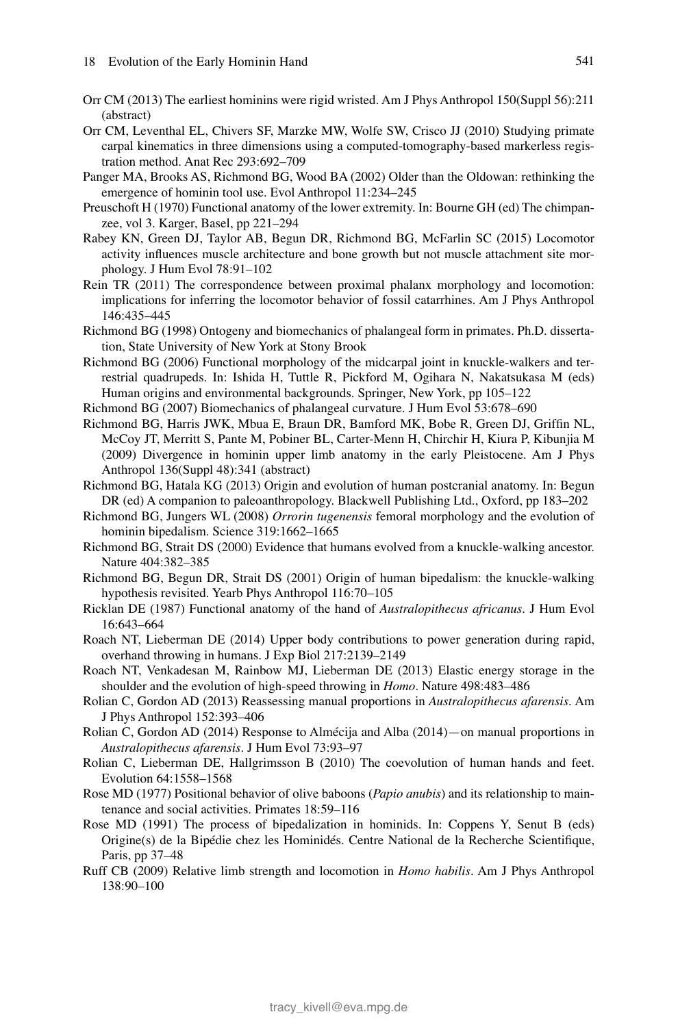Orr CM (2013) The earliest hominins were rigid wristed. Am J Phys Anthropol 150(Suppl 56):211 (abstract)

Orr CM, Leventhal EL, Chivers SF, Marzke MW, Wolfe SW, Crisco JJ (2010) Studying primate carpal kinematics in three dimensions using a computed-tomography-based markerless registration method. Anat Rec 293:692–709

Panger MA, Brooks AS, Richmond BG, Wood BA (2002) Older than the Oldowan: rethinking the emergence of hominin tool use. Evol Anthropol 11:234–245

Preuschoft H (1970) Functional anatomy of the lower extremity. In: Bourne GH (ed) The chimpanzee, vol 3. Karger, Basel, pp 221–294

Rabey KN, Green DJ, Taylor AB, Begun DR, Richmond BG, McFarlin SC (2015) Locomotor activity influences muscle architecture and bone growth but not muscle attachment site morphology. J Hum Evol 78:91–102

Rein TR (2011) The correspondence between proximal phalanx morphology and locomotion: implications for inferring the locomotor behavior of fossil catarrhines. Am J Phys Anthropol 146:435–445

Richmond BG (1998) Ontogeny and biomechanics of phalangeal form in primates. Ph.D. dissertation, State University of New York at Stony Brook

Richmond BG (2006) Functional morphology of the midcarpal joint in knuckle-walkers and terrestrial quadrupeds. In: Ishida H, Tuttle R, Pickford M, Ogihara N, Nakatsukasa M (eds) Human origins and environmental backgrounds. Springer, New York, pp 105–122

Richmond BG (2007) Biomechanics of phalangeal curvature. J Hum Evol 53:678–690

Richmond BG, Harris JWK, Mbua E, Braun DR, Bamford MK, Bobe R, Green DJ, Griffin NL, McCoy JT, Merritt S, Pante M, Pobiner BL, Carter-Menn H, Chirchir H, Kiura P, Kibunjia M (2009) Divergence in hominin upper limb anatomy in the early Pleistocene. Am J Phys Anthropol 136(Suppl 48):341 (abstract)

Richmond BG, Hatala KG (2013) Origin and evolution of human postcranial anatomy. In: Begun DR (ed) A companion to paleoanthropology. Blackwell Publishing Ltd., Oxford, pp 183–202

Richmond BG, Jungers WL (2008) *Orrorin tugenensis* femoral morphology and the evolution of hominin bipedalism. Science 319:1662–1665

Richmond BG, Strait DS (2000) Evidence that humans evolved from a knuckle-walking ancestor. Nature 404:382–385

Richmond BG, Begun DR, Strait DS (2001) Origin of human bipedalism: the knuckle-walking hypothesis revisited. Yearb Phys Anthropol 116:70–105

Ricklan DE (1987) Functional anatomy of the hand of *Australopithecus africanus*. J Hum Evol 16:643–664

Roach NT, Lieberman DE (2014) Upper body contributions to power generation during rapid, overhand throwing in humans. J Exp Biol 217:2139–2149

Roach NT, Venkadesan M, Rainbow MJ, Lieberman DE (2013) Elastic energy storage in the shoulder and the evolution of high-speed throwing in *Homo*. Nature 498:483–486

Rolian C, Gordon AD (2013) Reassessing manual proportions in *Australopithecus afarensis*. Am J Phys Anthropol 152:393–406

Rolian C, Gordon AD (2014) Response to Almécija and Alba (2014)—on manual proportions in *Australopithecus afarensis*. J Hum Evol 73:93–97

Rolian C, Lieberman DE, Hallgrimsson B (2010) The coevolution of human hands and feet. Evolution 64:1558–1568

Rose MD (1977) Positional behavior of olive baboons (*Papio anubis*) and its relationship to maintenance and social activities. Primates 18:59–116

Rose MD (1991) The process of bipedalization in hominids. In: Coppens Y, Senut B (eds) Origine(s) de la Bipédie chez les Hominidés. Centre National de la Recherche Scientifique, Paris, pp 37–48

Ruff CB (2009) Relative limb strength and locomotion in *Homo habilis*. Am J Phys Anthropol 138:90–100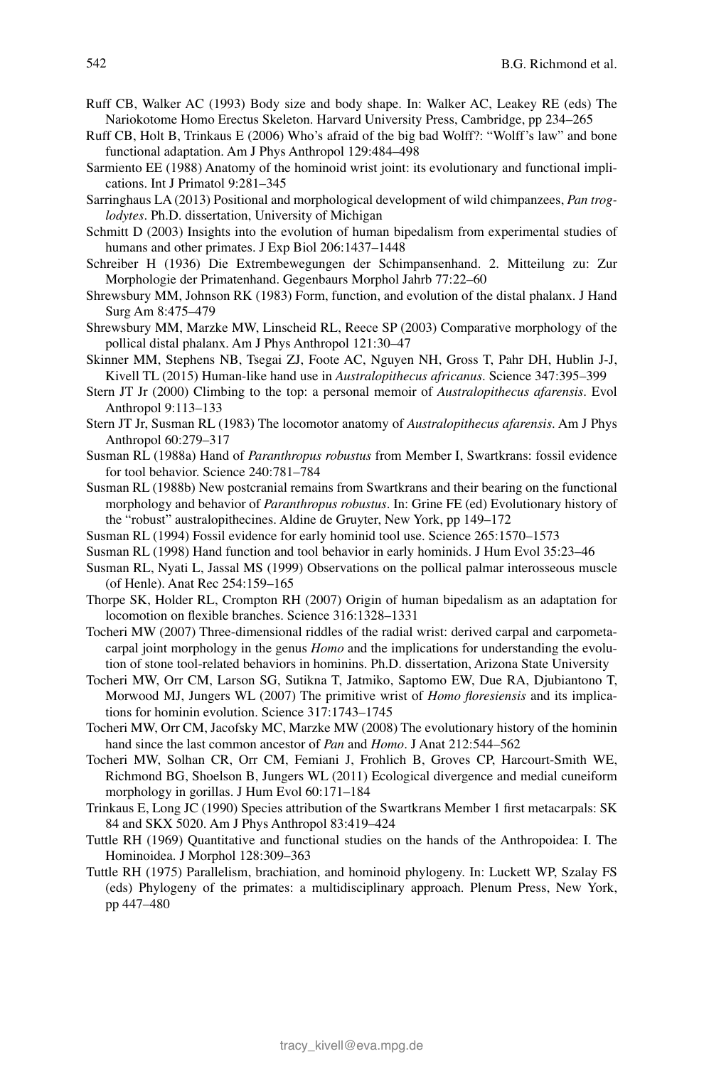Ruff CB, Walker AC (1993) Body size and body shape. In: Walker AC, Leakey RE (eds) The Nariokotome Homo Erectus Skeleton. Harvard University Press, Cambridge, pp 234–265

Ruff CB, Holt B, Trinkaus E (2006) Who's afraid of the big bad Wolff?: "Wolff's law" and bone functional adaptation. Am J Phys Anthropol 129:484–498

Sarmiento EE (1988) Anatomy of the hominoid wrist joint: its evolutionary and functional implications. Int J Primatol 9:281–345

Sarringhaus LA (2013) Positional and morphological development of wild chimpanzees, *Pan troglodytes*. Ph.D. dissertation, University of Michigan

Schmitt D (2003) Insights into the evolution of human bipedalism from experimental studies of humans and other primates. J Exp Biol 206:1437–1448

Schreiber H (1936) Die Extrembewegungen der Schimpansenhand. 2. Mitteilung zu: Zur Morphologie der Primatenhand. Gegenbaurs Morphol Jahrb 77:22–60

Shrewsbury MM, Johnson RK (1983) Form, function, and evolution of the distal phalanx. J Hand Surg Am 8:475–479

Shrewsbury MM, Marzke MW, Linscheid RL, Reece SP (2003) Comparative morphology of the pollical distal phalanx. Am J Phys Anthropol 121:30–47

Skinner MM, Stephens NB, Tsegai ZJ, Foote AC, Nguyen NH, Gross T, Pahr DH, Hublin J-J, Kivell TL (2015) Human-like hand use in *Australopithecus africanus*. Science 347:395–399

Stern JT Jr (2000) Climbing to the top: a personal memoir of *Australopithecus afarensis*. Evol Anthropol 9:113–133

Stern JT Jr, Susman RL (1983) The locomotor anatomy of *Australopithecus afarensis*. Am J Phys Anthropol 60:279–317

Susman RL (1988a) Hand of *Paranthropus robustus* from Member I, Swartkrans: fossil evidence for tool behavior. Science 240:781–784

Susman RL (1988b) New postcranial remains from Swartkrans and their bearing on the functional morphology and behavior of *Paranthropus robustus*. In: Grine FE (ed) Evolutionary history of the "robust" australopithecines. Aldine de Gruyter, New York, pp 149–172

Susman RL (1994) Fossil evidence for early hominid tool use. Science 265:1570–1573

Susman RL (1998) Hand function and tool behavior in early hominids. J Hum Evol 35:23–46

Susman RL, Nyati L, Jassal MS (1999) Observations on the pollical palmar interosseous muscle (of Henle). Anat Rec 254:159–165

Thorpe SK, Holder RL, Crompton RH (2007) Origin of human bipedalism as an adaptation for locomotion on flexible branches. Science 316:1328–1331

Tocheri MW (2007) Three-dimensional riddles of the radial wrist: derived carpal and carpometacarpal joint morphology in the genus *Homo* and the implications for understanding the evolution of stone tool-related behaviors in hominins. Ph.D. dissertation, Arizona State University

Tocheri MW, Orr CM, Larson SG, Sutikna T, Jatmiko, Saptomo EW, Due RA, Djubiantono T, Morwood MJ, Jungers WL (2007) The primitive wrist of *Homo floresiensis* and its implications for hominin evolution. Science 317:1743–1745

Tocheri MW, Orr CM, Jacofsky MC, Marzke MW (2008) The evolutionary history of the hominin hand since the last common ancestor of *Pan* and *Homo*. J Anat 212:544–562

Tocheri MW, Solhan CR, Orr CM, Femiani J, Frohlich B, Groves CP, Harcourt-Smith WE, Richmond BG, Shoelson B, Jungers WL (2011) Ecological divergence and medial cuneiform morphology in gorillas. J Hum Evol 60:171–184

Trinkaus E, Long JC (1990) Species attribution of the Swartkrans Member 1 first metacarpals: SK 84 and SKX 5020. Am J Phys Anthropol 83:419–424

Tuttle RH (1969) Quantitative and functional studies on the hands of the Anthropoidea: I. The Hominoidea. J Morphol 128:309–363

Tuttle RH (1975) Parallelism, brachiation, and hominoid phylogeny. In: Luckett WP, Szalay FS (eds) Phylogeny of the primates: a multidisciplinary approach. Plenum Press, New York, pp 447–480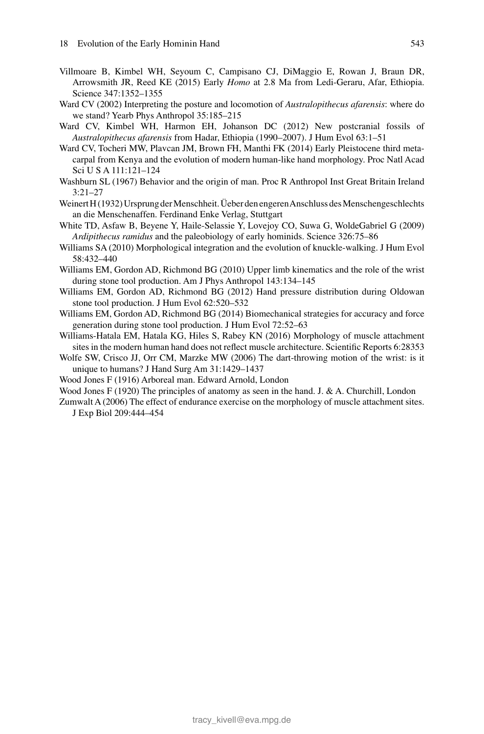Villmoare B, Kimbel WH, Seyoum C, Campisano CJ, DiMaggio E, Rowan J, Braun DR, Arrowsmith JR, Reed KE (2015) Early *Homo* at 2.8 Ma from Ledi-Geraru, Afar, Ethiopia. Science 347:1352–1355

Ward CV (2002) Interpreting the posture and locomotion of *Australopithecus afarensis*: where do we stand? Yearb Phys Anthropol 35:185–215

Ward CV, Kimbel WH, Harmon EH, Johanson DC (2012) New postcranial fossils of *Australopithecus afarensis* from Hadar, Ethiopia (1990–2007). J Hum Evol 63:1–51

Ward CV, Tocheri MW, Plavcan JM, Brown FH, Manthi FK (2014) Early Pleistocene third metacarpal from Kenya and the evolution of modern human-like hand morphology. Proc Natl Acad Sci U S A 111:121–124

Washburn SL (1967) Behavior and the origin of man. Proc R Anthropol Inst Great Britain Ireland 3:21–27

Weinert H (1932) Ursprung der Menschheit. Üeber den engeren Anschluss des Menschengeschlechts an die Menschenaffen. Ferdinand Enke Verlag, Stuttgart

White TD, Asfaw B, Beyene Y, Haile-Selassie Y, Lovejoy CO, Suwa G, WoldeGabriel G (2009) *Ardipithecus ramidus* and the paleobiology of early hominids. Science 326:75–86

Williams SA (2010) Morphological integration and the evolution of knuckle-walking. J Hum Evol 58:432–440

Williams EM, Gordon AD, Richmond BG (2010) Upper limb kinematics and the role of the wrist during stone tool production. Am J Phys Anthropol 143:134–145

Williams EM, Gordon AD, Richmond BG (2012) Hand pressure distribution during Oldowan stone tool production. J Hum Evol 62:520–532

Williams EM, Gordon AD, Richmond BG (2014) Biomechanical strategies for accuracy and force generation during stone tool production. J Hum Evol 72:52–63

Williams-Hatala EM, Hatala KG, Hiles S, Rabey KN (2016) Morphology of muscle attachment sites in the modern human hand does not reflect muscle architecture. Scientific Reports 6:28353

Wolfe SW, Crisco JJ, Orr CM, Marzke MW (2006) The dart-throwing motion of the wrist: is it unique to humans? J Hand Surg Am 31:1429–1437

Wood Jones F (1916) Arboreal man. Edward Arnold, London

Wood Jones F (1920) The principles of anatomy as seen in the hand. J. & A. Churchill, London

Zumwalt A (2006) The effect of endurance exercise on the morphology of muscle attachment sites. J Exp Biol 209:444–454